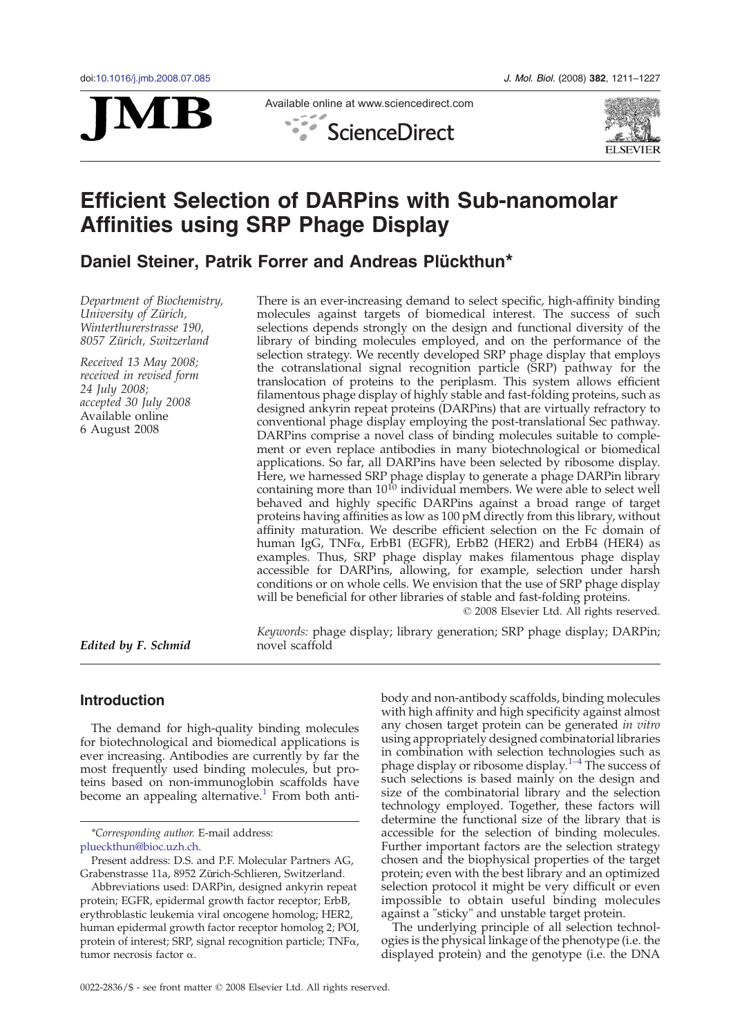# Efficient Selection of DARPins with Sub-nanomolar Affinities using SRP Phage Display

## Daniel Steiner, Patrik Forrer and Andreas Plückthun*

*Department of Biochemistry, University of Zürich, Winterthurerstrasse 190, 8057 Zürich, Switzerland*

*Received 13 May 2008; received in revised form 24 July 2008; accepted 30 July 2008*
Available online 6 August 2008

There is an ever-increasing demand to select specific, high-affinity binding molecules against targets of biomedical interest. The success of such selections depends strongly on the design and functional diversity of the library of binding molecules employed, and on the performance of the selection strategy. We recently developed SRP phage display that employs the cotranslational signal recognition particle (SRP) pathway for the translocation of proteins to the periplasm. This system allows efficient filamentous phage display of highly stable and fast-folding proteins, such as designed ankyrin repeat proteins (DARPins) that are virtually refractory to conventional phage display employing the post-translational Sec pathway. DARPins comprise a novel class of binding molecules suitable to complement or even replace antibodies in many biotechnological or biomedical applications. So far, all DARPins have been selected by ribosome display. Here, we harnessed SRP phage display to generate a phage DARPin library containing more than $10^{10}$ individual members. We were able to select well behaved and highly specific DARPins against a broad range of target proteins having affinities as low as 100 pM directly from this library, without affinity maturation. We describe efficient selection on the Fc domain of human IgG, TNFα, ErbB1 (EGFR), ErbB2 (HER2) and ErbB4 (HER4) as examples. Thus, SRP phage display makes filamentous phage display accessible for DARPins, allowing, for example, selection under harsh conditions or on whole cells. We envision that the use of SRP phage display will be beneficial for other libraries of stable and fast-folding proteins.

© 2008 Elsevier Ltd. All rights reserved.

*Keywords:* phage display; library generation; SRP phage display; DARPin; novel scaffold

*Edited by F. Schmid*

## Introduction

The demand for high-quality binding molecules for biotechnological and biomedical applications is ever increasing. Antibodies are currently by far the most frequently used binding molecules, but proteins based on non-immunoglobin scaffolds have become an appealing alternative.[1] From both antibody and non-antibody scaffolds, binding molecules with high affinity and high specificity against almost any chosen target protein can be generated *in vitro* using appropriately designed combinatorial libraries in combination with selection technologies such as phage display or ribosome display.[1–4] The success of such selections is based mainly on the design and size of the combinatorial library and the selection technology employed. Together, these factors will determine the functional size of the library that is accessible for the selection of binding molecules. Further important factors are the selection strategy chosen and the biophysical properties of the target protein; even with the best library and an optimized selection protocol it might be very difficult or even impossible to obtain useful binding molecules against a "sticky" and unstable target protein.

The underlying principle of all selection technologies is the physical linkage of the phenotype (i.e. the displayed protein) and the genotype (i.e. the DNA

---

*Corresponding author. E-mail address: plueckthun@bioc.uzh.ch.

Present address: D.S. and P.F. Molecular Partners AG, Grabenstrasse 11a, 8952 Zürich-Schlieren, Switzerland.

Abbreviations used: DARPin, designed ankyrin repeat protein; EGFR, epidermal growth factor receptor; ErbB, erythroblastic leukemia viral oncogene homolog; HER2, human epidermal growth factor receptor homolog 2; POI, protein of interest; SRP, signal recognition particle; TNFα, tumor necrosis factor α.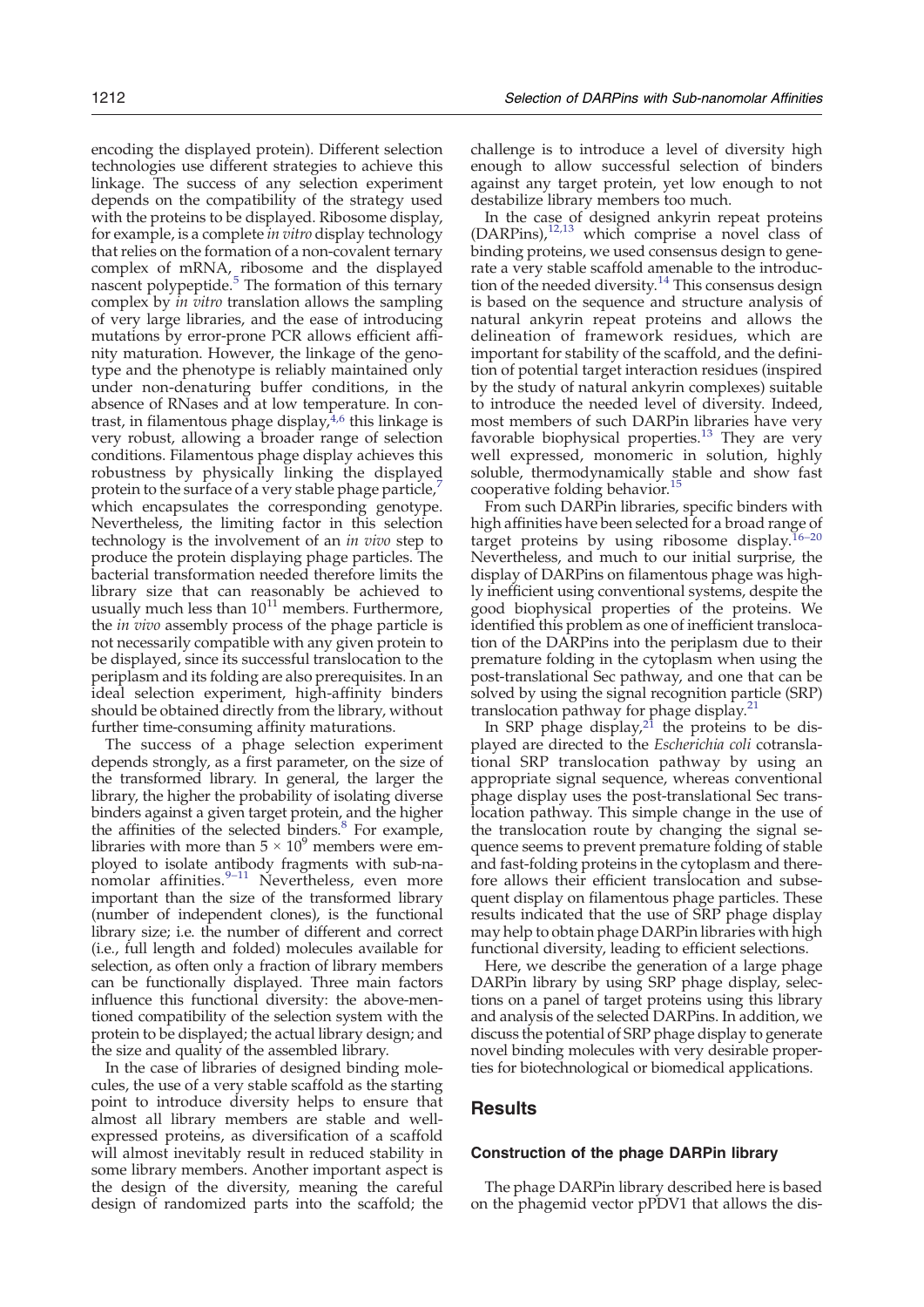encoding the displayed protein). Different selection technologies use different strategies to achieve this linkage. The success of any selection experiment depends on the compatibility of the strategy used with the proteins to be displayed. Ribosome display, for example, is a complete *in vitro* display technology that relies on the formation of a non-covalent ternary complex of mRNA, ribosome and the displayed nascent polypeptide.[5] The formation of this ternary complex by *in vitro* translation allows the sampling of very large libraries, and the ease of introducing mutations by error-prone PCR allows efficient affinity maturation. However, the linkage of the genotype and the phenotype is reliably maintained only under non-denaturing buffer conditions, in the absence of RNases and at low temperature. In contrast, in filamentous phage display,[4,6] this linkage is very robust, allowing a broader range of selection conditions. Filamentous phage display achieves this robustness by physically linking the displayed protein to the surface of a very stable phage particle,[7] which encapsulates the corresponding genotype. Nevertheless, the limiting factor in this selection technology is the involvement of an *in vivo* step to produce the protein displaying phage particles. The bacterial transformation needed therefore limits the library size that can reasonably be achieved to usually much less than $10^{11}$ members. Furthermore, the *in vivo* assembly process of the phage particle is not necessarily compatible with any given protein to be displayed, since its successful translocation to the periplasm and its folding are also prerequisites. In an ideal selection experiment, high-affinity binders should be obtained directly from the library, without further time-consuming affinity maturations.

The success of a phage selection experiment depends strongly, as a first parameter, on the size of the transformed library. In general, the larger the library, the higher the probability of isolating diverse binders against a given target protein, and the higher the affinities of the selected binders.[8] For example, libraries with more than $5 \times 10^9$ members were employed to isolate antibody fragments with sub-nanomolar affinities.[9–11] Nevertheless, even more important than the size of the transformed library (number of independent clones), is the functional library size; i.e. the number of different and correct (i.e., full length and folded) molecules available for selection, as often only a fraction of library members can be functionally displayed. Three main factors influence this functional diversity: the above-mentioned compatibility of the selection system with the protein to be displayed; the actual library design; and the size and quality of the assembled library.

In the case of libraries of designed binding molecules, the use of a very stable scaffold as the starting point to introduce diversity helps to ensure that almost all library members are stable and well-expressed proteins, as diversification of a scaffold will almost inevitably result in reduced stability in some library members. Another important aspect is the design of the diversity, meaning the careful design of randomized parts into the scaffold; the challenge is to introduce a level of diversity high enough to allow successful selection of binders against any target protein, yet low enough to not destabilize library members too much.

In the case of designed ankyrin repeat proteins (DARPins),[12,13] which comprise a novel class of binding proteins, we used consensus design to generate a very stable scaffold amenable to the introduction of the needed diversity.[14] This consensus design is based on the sequence and structure analysis of natural ankyrin repeat proteins and allows the delineation of framework residues, which are important for stability of the scaffold, and the definition of potential target interaction residues (inspired by the study of natural ankyrin complexes) suitable to introduce the needed level of diversity. Indeed, most members of such DARPin libraries have very favorable biophysical properties.[13] They are very well expressed, monomeric in solution, highly soluble, thermodynamically stable and show fast cooperative folding behavior.[15]

From such DARPin libraries, specific binders with high affinities have been selected for a broad range of target proteins by using ribosome display.[16–20] Nevertheless, and much to our initial surprise, the display of DARPins on filamentous phage was highly inefficient using conventional systems, despite the good biophysical properties of the proteins. We identified this problem as one of inefficient translocation of the DARPins into the periplasm due to their premature folding in the cytoplasm when using the post-translational Sec pathway, and one that can be solved by using the signal recognition particle (SRP) translocation pathway for phage display.[21]

In SRP phage display,[21] the proteins to be displayed are directed to the *Escherichia coli* cotranslational SRP translocation pathway by using an appropriate signal sequence, whereas conventional phage display uses the post-translational Sec translocation pathway. This simple change in the use of the translocation route by changing the signal sequence seems to prevent premature folding of stable and fast-folding proteins in the cytoplasm and therefore allows their efficient translocation and subsequent display on filamentous phage particles. These results indicated that the use of SRP phage display may help to obtain phage DARPin libraries with high functional diversity, leading to efficient selections.

Here, we describe the generation of a large phage DARPin library by using SRP phage display, selections on a panel of target proteins using this library and analysis of the selected DARPins. In addition, we discuss the potential of SRP phage display to generate novel binding molecules with very desirable properties for biotechnological or biomedical applications.

## Results

### Construction of the phage DARPin library

The phage DARPin library described here is based on the phagemid vector pPDV1 that allows the dis-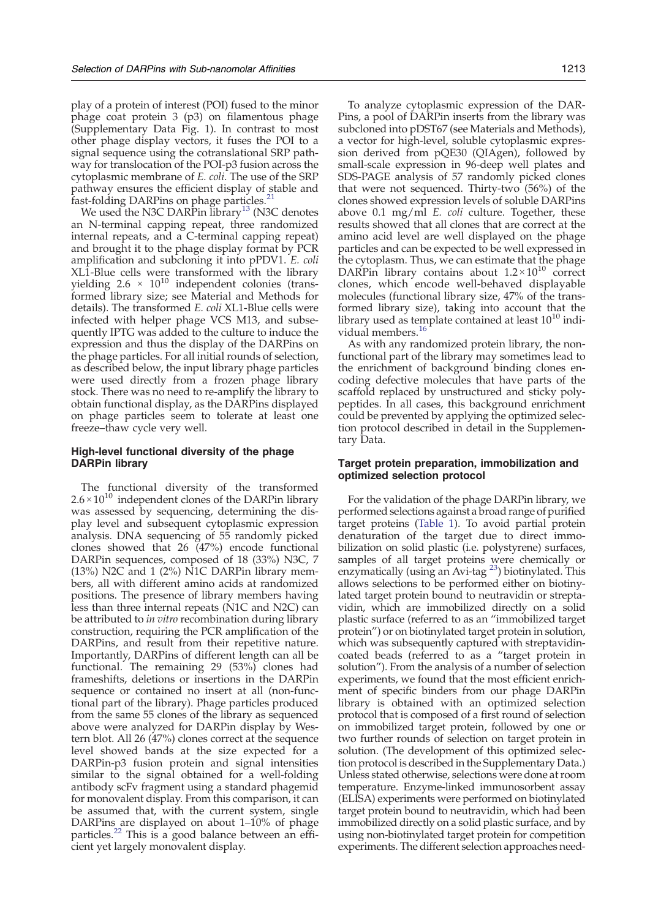play of a protein of interest (POI) fused to the minor phage coat protein 3 (p3) on filamentous phage (Supplementary Data Fig. 1). In contrast to most other phage display vectors, it fuses the POI to a signal sequence using the cotranslational SRP pathway for translocation of the POI-p3 fusion across the cytoplasmic membrane of *E. coli*. The use of the SRP pathway ensures the efficient display of stable and fast-folding DARPins on phage particles.[21]

We used the N3C DARPin library[13] (N3C denotes an N-terminal capping repeat, three randomized internal repeats, and a C-terminal capping repeat) and brought it to the phage display format by PCR amplification and subcloning it into pPDV1. *E. coli* XL1-Blue cells were transformed with the library yielding $2.6 \times 10^{10}$ independent colonies (transformed library size; see Material and Methods for details). The transformed *E. coli* XL1-Blue cells were infected with helper phage VCS M13, and subsequently IPTG was added to the culture to induce the expression and thus the display of the DARPins on the phage particles. For all initial rounds of selection, as described below, the input library phage particles were used directly from a frozen phage library stock. There was no need to re-amplify the library to obtain functional display, as the DARPins displayed on phage particles seem to tolerate at least one freeze–thaw cycle very well.

### High-level functional diversity of the phage DARPin library

The functional diversity of the transformed $2.6 \times 10^{10}$ independent clones of the DARPin library was assessed by sequencing, determining the display level and subsequent cytoplasmic expression analysis. DNA sequencing of 55 randomly picked clones showed that 26 (47%) encode functional DARPin sequences, composed of 18 (33%) N3C, 7 (13%) N2C and 1 (2%) N1C DARPin library members, all with different amino acids at randomized positions. The presence of library members having less than three internal repeats (N1C and N2C) can be attributed to *in vitro* recombination during library construction, requiring the PCR amplification of the DARPins, and result from their repetitive nature. Importantly, DARPins of different length can all be functional. The remaining 29 (53%) clones had frameshifts, deletions or insertions in the DARPin sequence or contained no insert at all (non-functional part of the library). Phage particles produced from the same 55 clones of the library as sequenced above were analyzed for DARPin display by Western blot. All 26 (47%) clones correct at the sequence level showed bands at the size expected for a DARPin-p3 fusion protein and signal intensities similar to the signal obtained for a well-folding antibody scFv fragment using a standard phagemid for monovalent display. From this comparison, it can be assumed that, with the current system, single DARPins are displayed on about 1–10% of phage particles.[22] This is a good balance between an efficient yet largely monovalent display.

To analyze cytoplasmic expression of the DARPins, a pool of DARPin inserts from the library was subcloned into pDST67 (see Materials and Methods), a vector for high-level, soluble cytoplasmic expression derived from pQE30 (QIAgen), followed by small-scale expression in 96-deep well plates and SDS-PAGE analysis of 57 randomly picked clones that were not sequenced. Thirty-two (56%) of the clones showed expression levels of soluble DARPins above 0.1 mg/ml *E. coli* culture. Together, these results showed that all clones that are correct at the amino acid level are well displayed on the phage particles and can be expected to be well expressed in the cytoplasm. Thus, we can estimate that the phage DARPin library contains about $1.2 \times 10^{10}$ correct clones, which encode well-behaved displayable molecules (functional library size, 47% of the transformed library size), taking into account that the library used as template contained at least $10^{10}$ individual members.[16]

As with any randomized protein library, the non-functional part of the library may sometimes lead to the enrichment of background binding clones encoding defective molecules that have parts of the scaffold replaced by unstructured and sticky polypeptides. In all cases, this background enrichment could be prevented by applying the optimized selection protocol described in detail in the Supplementary Data.

### Target protein preparation, immobilization and optimized selection protocol

For the validation of the phage DARPin library, we performed selections against a broad range of purified target proteins (Table 1). To avoid partial protein denaturation of the target due to direct immobilization on solid plastic (i.e. polystyrene) surfaces, samples of all target proteins were chemically or enzymatically (using an Avi-tag [23]) biotinylated. This allows selections to be performed either on biotinylated target protein bound to neutravidin or streptavidin, which are immobilized directly on a solid plastic surface (referred to as an "immobilized target protein") or on biotinylated target protein in solution, which was subsequently captured with streptavidin-coated beads (referred to as a "target protein in solution"). From the analysis of a number of selection experiments, we found that the most efficient enrichment of specific binders from our phage DARPin library is obtained with an optimized selection protocol that is composed of a first round of selection on immobilized target protein, followed by one or two further rounds of selection on target protein in solution. (The development of this optimized selection protocol is described in the Supplementary Data.) Unless stated otherwise, selections were done at room temperature. Enzyme-linked immunosorbent assay (ELISA) experiments were performed on biotinylated target protein bound to neutravidin, which had been immobilized directly on a solid plastic surface, and by using non-biotinylated target protein for competition experiments. The different selection approaches need-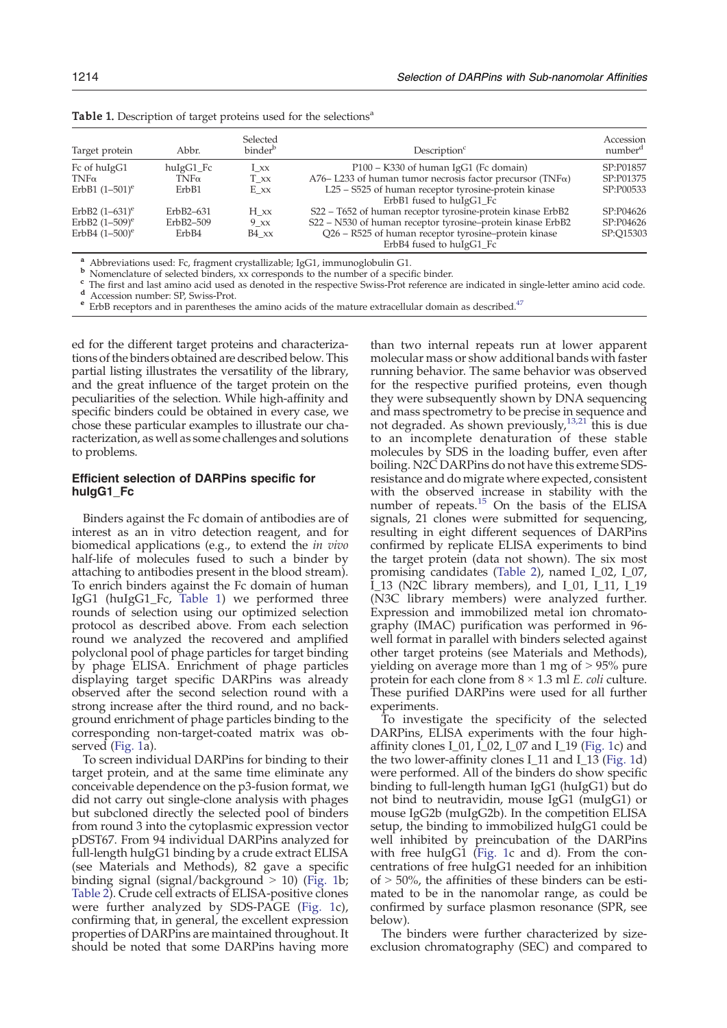**Table 1.** Description of target proteins used for the selections[a]

| Target protein | Abbr. | Selected binder[b] | Description[c] | Accession number[d] |
|---|---|---|---|---|
| Fc of huIgG1 | huIgG1_Fc | I_xx | P100 – K330 of human IgG1 (Fc domain) | SP:P01857 |
| TNFα | TNFα | T_xx | A76– L233 of human tumor necrosis factor precursor (TNFα) | SP:P01375 |
| ErbB1 (1–501)[e] | ErbB1 | E_xx | L25 – S525 of human receptor tyrosine-protein kinase ErbB1 fused to huIgG1_Fc | SP:P00533 |
| ErbB2 (1–631)[e] | ErbB2–631 | H_xx | S22 – T652 of human receptor tyrosine-protein kinase ErbB2 | SP:P04626 |
| ErbB2 (1–509)[e] | ErbB2–509 | 9_xx | S22 – N530 of human receptor tyrosine–protein kinase ErbB2 | SP:P04626 |
| ErbB4 (1–500)[e] | ErbB4 | B4_xx | Q26 – R525 of human receptor tyrosine–protein kinase ErbB4 fused to huIgG1_Fc | SP:Q15303 |

[a] Abbreviations used: Fc, fragment crystallizable; IgG1, immunoglobulin G1.
[b] Nomenclature of selected binders, xx corresponds to the number of a specific binder.
[c] The first and last amino acid used as denoted in the respective Swiss-Prot reference are indicated in single-letter amino acid code.
[d] Accession number: SP, Swiss-Prot.
[e] ErbB receptors and in parentheses the amino acids of the mature extracellular domain as described.[47]

ed for the different target proteins and characterizations of the binders obtained are described below. This partial listing illustrates the versatility of the library, and the great influence of the target protein on the peculiarities of the selection. While high-affinity and specific binders could be obtained in every case, we chose these particular examples to illustrate our characterization, as well as some challenges and solutions to problems.

### Efficient selection of DARPins specific for huIgG1_Fc

Binders against the Fc domain of antibodies are of interest as an in vitro detection reagent, and for biomedical applications (e.g., to extend the *in vivo* half-life of molecules fused to such a binder by attaching to antibodies present in the blood stream). To enrich binders against the Fc domain of human IgG1 (huIgG1_Fc, Table 1) we performed three rounds of selection using our optimized selection protocol as described above. From each selection round we analyzed the recovered and amplified polyclonal pool of phage particles for target binding by phage ELISA. Enrichment of phage particles displaying target specific DARPins was already observed after the second selection round with a strong increase after the third round, and no background enrichment of phage particles binding to the corresponding non-target-coated matrix was observed (Fig. 1a).

To screen individual DARPins for binding to their target protein, and at the same time eliminate any conceivable dependence on the p3-fusion format, we did not carry out single-clone analysis with phages but subcloned directly the selected pool of binders from round 3 into the cytoplasmic expression vector pDST67. From 94 individual DARPins analyzed for full-length huIgG1 binding by a crude extract ELISA (see Materials and Methods), 82 gave a specific binding signal (signal/background > 10) (Fig. 1b; Table 2). Crude cell extracts of ELISA-positive clones were further analyzed by SDS-PAGE (Fig. 1c), confirming that, in general, the excellent expression properties of DARPins are maintained throughout. It should be noted that some DARPins having more than two internal repeats run at lower apparent molecular mass or show additional bands with faster running behavior. The same behavior was observed for the respective purified proteins, even though they were subsequently shown by DNA sequencing and mass spectrometry to be precise in sequence and not degraded. As shown previously,[13,21] this is due to an incomplete denaturation of these stable molecules by SDS in the loading buffer, even after boiling. N2C DARPins do not have this extreme SDS-resistance and do migrate where expected, consistent with the observed increase in stability with the number of repeats.[15] On the basis of the ELISA signals, 21 clones were submitted for sequencing, resulting in eight different sequences of DARPins confirmed by replicate ELISA experiments to bind the target protein (data not shown). The six most promising candidates (Table 2), named I_02, I_07, I_13 (N2C library members), and I_01, I_11, I_19 (N3C library members) were analyzed further. Expression and immobilized metal ion chromatography (IMAC) purification was performed in 96-well format in parallel with binders selected against other target proteins (see Materials and Methods), yielding on average more than 1 mg of > 95% pure protein for each clone from 8 × 1.3 ml *E. coli* culture. These purified DARPins were used for all further experiments.

To investigate the specificity of the selected DARPins, ELISA experiments with the four high-affinity clones I_01, I_02, I_07 and I_19 (Fig. 1c) and the two lower-affinity clones I_11 and I_13 (Fig. 1d) were performed. All of the binders do show specific binding to full-length human IgG1 (huIgG1) but do not bind to neutravidin, mouse IgG1 (muIgG1) or mouse IgG2b (muIgG2b). In the competition ELISA setup, the binding to immobilized huIgG1 could be well inhibited by preincubation of the DARPins with free huIgG1 (Fig. 1c and d). From the concentrations of free huIgG1 needed for an inhibition of > 50%, the affinities of these binders can be estimated to be in the nanomolar range, as could be confirmed by surface plasmon resonance (SPR, see below).

The binders were further characterized by size-exclusion chromatography (SEC) and compared to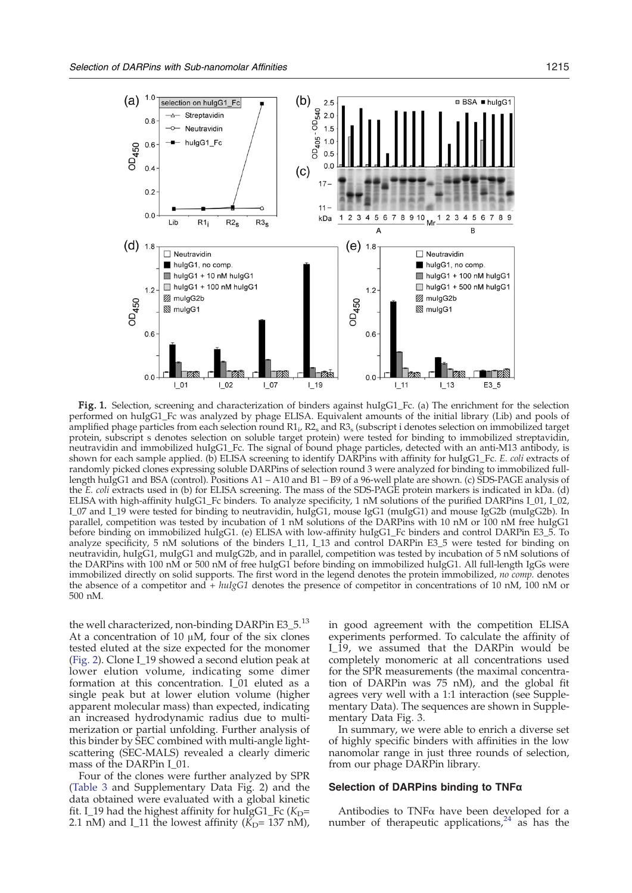**Fig. 1.** Selection, screening and characterization of binders against huIgG1_Fc. (a) The enrichment for the selection performed on huIgG1_Fc was analyzed by phage ELISA. Equivalent amounts of the initial library (Lib) and pools of amplified phage particles from each selection round $R1_i$, $R2_s$ and $R3_s$ (subscript i denotes selection on immobilized target protein, subscript s denotes selection on soluble target protein) were tested for binding to immobilized streptavidin, neutravidin and immobilized huIgG1_Fc. The signal of bound phage particles, detected with an anti-M13 antibody, is shown for each sample applied. (b) ELISA screening to identify DARPins with affinity for huIgG1_Fc. *E. coli* extracts of randomly picked clones expressing soluble DARPins of selection round 3 were analyzed for binding to immobilized full-length huIgG1 and BSA (control). Positions A1 – A10 and B1 – B9 of a 96-well plate are shown. (c) SDS-PAGE analysis of the *E. coli* extracts used in (b) for ELISA screening. The mass of the SDS-PAGE protein markers is indicated in kDa. (d) ELISA with high-affinity huIgG1_Fc binders. To analyze specificity, 1 nM solutions of the purified DARPins I_01, I_02, I_07 and I_19 were tested for binding to neutravidin, huIgG1, mouse IgG1 (muIgG1) and mouse IgG2b (muIgG2b). In parallel, competition was tested by incubation of 1 nM solutions of the DARPins with 10 nM or 100 nM free huIgG1 before binding on immobilized huIgG1. (e) ELISA with low-affinity huIgG1_Fc binders and control DARPin E3_5. To analyze specificity, 5 nM solutions of the binders I_11, I_13 and control DARPin E3_5 were tested for binding on neutravidin, huIgG1, muIgG1 and muIgG2b, and in parallel, competition was tested by incubation of 5 nM solutions of the DARPins with 100 nM or 500 nM of free huIgG1 before binding on immobilized huIgG1. All full-length IgGs were immobilized directly on solid supports. The first word in the legend denotes the protein immobilized, *no comp.* denotes the absence of a competitor and + *huIgG1* denotes the presence of competitor in concentrations of 10 nM, 100 nM or 500 nM.

the well characterized, non-binding DARPin E3_5.[13] At a concentration of 10 μM, four of the six clones tested eluted at the size expected for the monomer (Fig. 2). Clone I_19 showed a second elution peak at lower elution volume, indicating some dimer formation at this concentration. I_01 eluted as a single peak but at lower elution volume (higher apparent molecular mass) than expected, indicating an increased hydrodynamic radius due to multimerization or partial unfolding. Further analysis of this binder by SEC combined with multi-angle light-scattering (SEC-MALS) revealed a clearly dimeric mass of the DARPin I_01.

Four of the clones were further analyzed by SPR (Table 3 and Supplementary Data Fig. 2) and the data obtained were evaluated with a global kinetic fit. I_19 had the highest affinity for huIgG1_Fc ($K_D$= 2.1 nM) and I_11 the lowest affinity ($K_D$= 137 nM), in good agreement with the competition ELISA experiments performed. To calculate the affinity of I_19, we assumed that the DARPin would be completely monomeric at all concentrations used for the SPR measurements (the maximal concentration of DARPin was 75 nM), and the global fit agrees very well with a 1:1 interaction (see Supplementary Data). The sequences are shown in Supplementary Data Fig. 3.

In summary, we were able to enrich a diverse set of highly specific binders with affinities in the low nanomolar range in just three rounds of selection, from our phage DARPin library.

### Selection of DARPins binding to TNFα

Antibodies to TNFα have been developed for a number of therapeutic applications,[24] as has the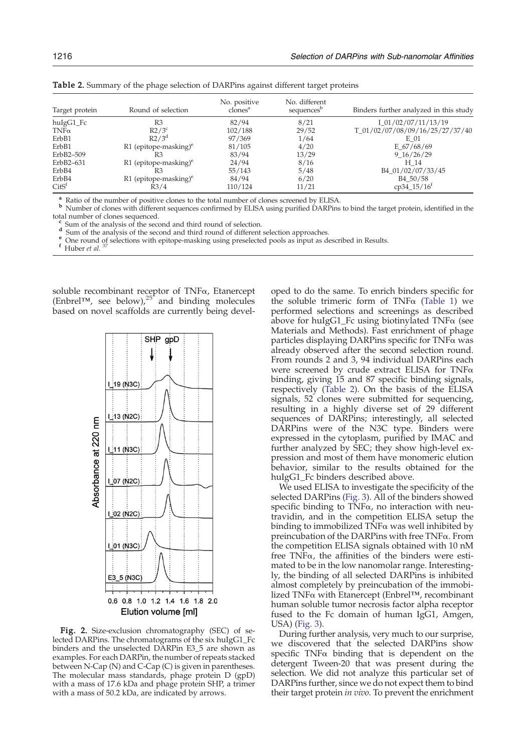**Table 2.** Summary of the phage selection of DARPins against different target proteins

| Target protein | Round of selection | No. positive clones[a] | No. different sequences[b] | Binders further analyzed in this study |
|---|---|---|---|---|
| huIgG1_Fc | R3 | 82/94 | 8/21 | I_01/02/07/11/13/19 |
| TNFα | R2/3[c] | 102/188 | 29/52 | T_01/02/07/08/09/16/25/27/37/40 |
| ErbB1 | R2/3[d] | 97/369 | 1/64 | E_01 |
| ErbB1 | R1 (epitope-masking)[e] | 81/105 | 4/20 | E_67/68/69 |
| ErbB2–509 | R3 | 83/94 | 13/29 | 9_16/26/29 |
| ErbB2–631 | R1 (epitope-masking)[e] | 24/94 | 8/16 | H_14 |
| ErbB4 | R3 | 55/143 | 5/48 | B4_01/02/07/33/45 |
| ErbB4 | R1 (epitope-masking)[e] | 84/94 | 6/20 | B4_50/58 |
| CitS[f] | R3/4 | 110/124 | 11/21 | cp34_15/16[f] |

[a] Ratio of the number of positive clones to the total number of clones screened by ELISA.
[b] Number of clones with different sequences confirmed by ELISA using purified DARPins to bind the target protein, identified in the total number of clones sequenced.
[c] Sum of the analysis of the second and third round of selection.
[d] Sum of the analysis of the second and third round of different selection approaches.
[e] One round of selections with epitope-masking using preselected pools as input as described in Results.
[f] Huber *et al.* [37]

soluble recombinant receptor of TNFα, Etanercept (Enbrel™, see below),[25] and binding molecules based on novel scaffolds are currently being developed to do the same. To enrich binders specific for the soluble trimeric form of TNFα (Table 1) we performed selections and screenings as described above for huIgG1_Fc using biotinylated TNFα (see Materials and Methods). Fast enrichment of phage particles displaying DARPins specific for TNFα was already observed after the second selection round. From rounds 2 and 3, 94 individual DARPins each were screened by crude extract ELISA for TNFα binding, giving 15 and 87 specific binding signals, respectively (Table 2). On the basis of the ELISA signals, 52 clones were submitted for sequencing, resulting in a highly diverse set of 29 different sequences of DARPins; interestingly, all selected DARPins were of the N3C type. Binders were expressed in the cytoplasm, purified by IMAC and further analyzed by SEC; they show high-level expression and most of them have monomeric elution behavior, similar to the results obtained for the huIgG1_Fc binders described above.

We used ELISA to investigate the specificity of the selected DARPins (Fig. 3). All of the binders showed specific binding to TNFα, no interaction with neutravidin, and in the competition ELISA setup the binding to immobilized TNFα was well inhibited by preincubation of the DARPins with free TNFα. From the competition ELISA signals obtained with 10 nM free TNFα, the affinities of the binders were estimated to be in the low nanomolar range. Interestingly, the binding of all selected DARPins is inhibited almost completely by preincubation of the immobilized TNFα with Etanercept (Enbrel™, recombinant human soluble tumor necrosis factor alpha receptor fused to the Fc domain of human IgG1, Amgen, USA) (Fig. 3).

During further analysis, very much to our surprise, we discovered that the selected DARPins show specific TNFα binding that is dependent on the detergent Tween-20 that was present during the selection. We did not analyze this particular set of DARPins further, since we do not expect them to bind their target protein *in vivo*. To prevent the enrichment

**Fig. 2.** Size-exclusion chromatography (SEC) of selected DARPins. The chromatograms of the six huIgG1_Fc binders and the unselected DARPin E3_5 are shown as examples. For each DARPin, the number of repeats stacked between N-Cap (N) and C-Cap (C) is given in parentheses. The molecular mass standards, phage protein D (gpD) with a mass of 17.6 kDa and phage protein SHP, a trimer with a mass of 50.2 kDa, are indicated by arrows.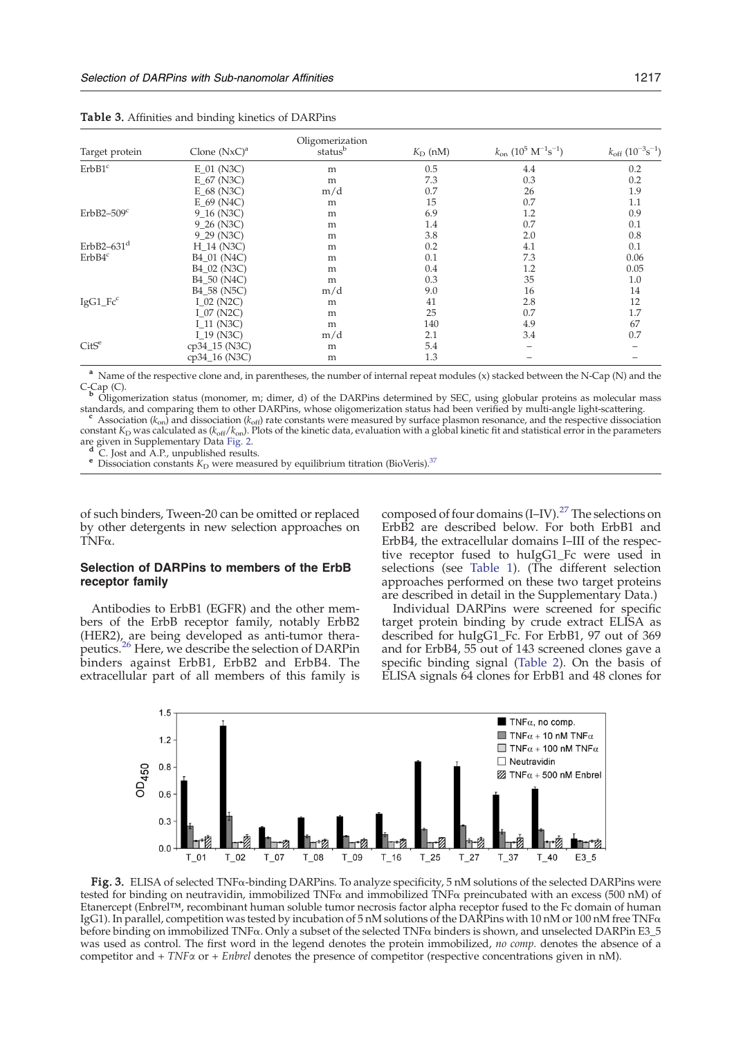**Table 3.** Affinities and binding kinetics of DARPins

| Target protein | Clone (NxC)[a] | Oligomerization status[b] | $K_D$ (nM) | $k_{on}$ ($10^5$ $M^{-1}s^{-1}$) | $k_{off}$ ($10^{-3}s^{-1}$) |
|---|---|---|---|---|---|
| ErbB1[c] | E_01 (N3C) | m | 0.5 | 4.4 | 0.2 |
| | E_67 (N3C) | m | 7.3 | 0.3 | 0.2 |
| | E_68 (N3C) | m/d | 0.7 | 26 | 1.9 |
| | E_69 (N4C) | m | 15 | 0.7 | 1.1 |
| ErbB2–509[c] | 9_16 (N3C) | m | 6.9 | 1.2 | 0.9 |
| | 9_26 (N3C) | m | 1.4 | 0.7 | 0.1 |
| | 9_29 (N3C) | m | 3.8 | 2.0 | 0.8 |
| ErbB2–631[d] | H_14 (N3C) | m | 0.2 | 4.1 | 0.1 |
| ErbB4[c] | B4_01 (N4C) | m | 0.1 | 7.3 | 0.06 |
| | B4_02 (N3C) | m | 0.4 | 1.2 | 0.05 |
| | B4_50 (N4C) | m | 0.3 | 35 | 1.0 |
| | B4_58 (N5C) | m/d | 9.0 | 16 | 14 |
| IgG1_Fc[c] | I_02 (N2C) | m | 41 | 2.8 | 12 |
| | I_07 (N2C) | m | 25 | 0.7 | 1.7 |
| | I_11 (N3C) | m | 140 | 4.9 | 67 |
| | I_19 (N3C) | m/d | 2.1 | 3.4 | 0.7 |
| CitS[e] | cp34_15 (N3C) | m | 5.4 | – | – |
| | cp34_16 (N3C) | m | 1.3 | – | – |

[a] Name of the respective clone and, in parentheses, the number of internal repeat modules (x) stacked between the N-Cap (N) and the C-Cap (C).
[b] Oligomerization status (monomer, m; dimer, d) of the DARPins determined by SEC, using globular proteins as molecular mass standards, and comparing them to other DARPins, whose oligomerization status had been verified by multi-angle light-scattering.
[c] Association ($k_{on}$) and dissociation ($k_{off}$) rate constants were measured by surface plasmon resonance, and the respective dissociation constant $K_D$ was calculated as ($k_{off}$/$k_{on}$). Plots of the kinetic data, evaluation with a global kinetic fit and statistical error in the parameters are given in Supplementary Data Fig. 2.
[d] C. Jost and A.P., unpublished results.
[e] Dissociation constants $K_D$ were measured by equilibrium titration (BioVeris).[37]

of such binders, Tween-20 can be omitted or replaced by other detergents in new selection approaches on TNFα.

### Selection of DARPins to members of the ErbB receptor family

Antibodies to ErbB1 (EGFR) and the other members of the ErbB receptor family, notably ErbB2 (HER2), are being developed as anti-tumor therapeutics.[26] Here, we describe the selection of DARPin binders against ErbB1, ErbB2 and ErbB4. The extracellular part of all members of this family is composed of four domains (I–IV).[27] The selections on ErbB2 are described below. For both ErbB1 and ErbB4, the extracellular domains I–III of the respective receptor fused to huIgG1_Fc were used in selections (see Table 1). (The different selection approaches performed on these two target proteins are described in detail in the Supplementary Data.)

Individual DARPins were screened for specific target protein binding by crude extract ELISA as described for huIgG1_Fc. For ErbB1, 97 out of 369 and for ErbB4, 55 out of 143 screened clones gave a specific binding signal (Table 2). On the basis of ELISA signals 64 clones for ErbB1 and 48 clones for

**Fig. 3.** ELISA of selected TNFα-binding DARPins. To analyze specificity, 5 nM solutions of the selected DARPins were tested for binding on neutravidin, immobilized TNFα and immobilized TNFα preincubated with an excess (500 nM) of Etanercept (Enbrel™, recombinant human soluble tumor necrosis factor alpha receptor fused to the Fc domain of human IgG1). In parallel, competition was tested by incubation of 5 nM solutions of the DARPins with 10 nM or 100 nM free TNFα before binding on immobilized TNFα. Only a subset of the selected TNFα binders is shown, and unselected DARPin E3_5 was used as control. The first word in the legend denotes the protein immobilized, *no comp.* denotes the absence of a competitor and *+ TNFα* or *+ Enbrel* denotes the presence of competitor (respective concentrations given in nM).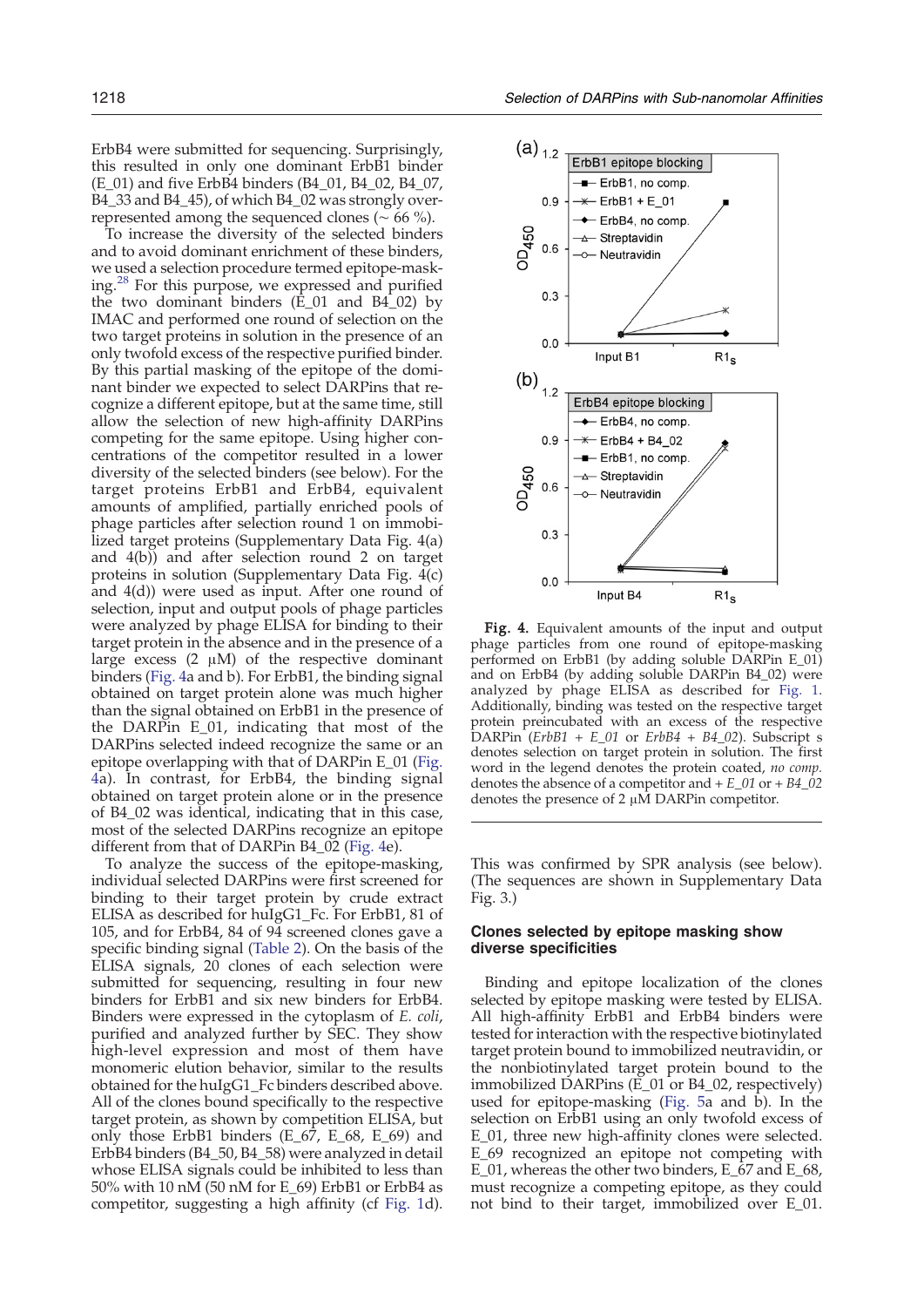ErbB4 were submitted for sequencing. Surprisingly, this resulted in only one dominant ErbB1 binder (E_01) and five ErbB4 binders (B4_01, B4_02, B4_07, B4_33 and B4_45), of which B4_02 was strongly overrepresented among the sequenced clones (~ 66 %).

To increase the diversity of the selected binders and to avoid dominant enrichment of these binders, we used a selection procedure termed epitope-masking.[28] For this purpose, we expressed and purified the two dominant binders (E_01 and B4_02) by IMAC and performed one round of selection on the two target proteins in solution in the presence of an only twofold excess of the respective purified binder. By this partial masking of the epitope of the dominant binder we expected to select DARPins that recognize a different epitope, but at the same time, still allow the selection of new high-affinity DARPins competing for the same epitope. Using higher concentrations of the competitor resulted in a lower diversity of the selected binders (see below). For the target proteins ErbB1 and ErbB4, equivalent amounts of amplified, partially enriched pools of phage particles after selection round 1 on immobilized target proteins (Supplementary Data Fig. 4(a) and 4(b)) and after selection round 2 on target proteins in solution (Supplementary Data Fig. 4(c) and 4(d)) were used as input. After one round of selection, input and output pools of phage particles were analyzed by phage ELISA for binding to their target protein in the absence and in the presence of a large excess (2 μM) of the respective dominant binders (Fig. 4a and b). For ErbB1, the binding signal obtained on target protein alone was much higher than the signal obtained on ErbB1 in the presence of the DARPin E_01, indicating that most of the DARPins selected indeed recognize the same or an epitope overlapping with that of DARPin E_01 (Fig. 4a). In contrast, for ErbB4, the binding signal obtained on target protein alone or in the presence of B4_02 was identical, indicating that in this case, most of the selected DARPins recognize an epitope different from that of DARPin B4_02 (Fig. 4e).

To analyze the success of the epitope-masking, individual selected DARPins were first screened for binding to their target protein by crude extract ELISA as described for huIgG1_Fc. For ErbB1, 81 of 105, and for ErbB4, 84 of 94 screened clones gave a specific binding signal (Table 2). On the basis of the ELISA signals, 20 clones of each selection were submitted for sequencing, resulting in four new binders for ErbB1 and six new binders for ErbB4. Binders were expressed in the cytoplasm of *E. coli*, purified and analyzed further by SEC. They show high-level expression and most of them have monomeric elution behavior, similar to the results obtained for the huIgG1_Fc binders described above. All of the clones bound specifically to the respective target protein, as shown by competition ELISA, but only those ErbB1 binders (E_67, E_68, E_69) and ErbB4 binders (B4_50, B4_58) were analyzed in detail whose ELISA signals could be inhibited to less than 50% with 10 nM (50 nM for E_69) ErbB1 or ErbB4 as competitor, suggesting a high affinity (cf Fig. 1d). This was confirmed by SPR analysis (see below). (The sequences are shown in Supplementary Data Fig. 3.)

**Fig. 4.** Equivalent amounts of the input and output phage particles from one round of epitope-masking performed on ErbB1 (by adding soluble DARPin E_01) and on ErbB4 (by adding soluble DARPin B4_02) were analyzed by phage ELISA as described for Fig. 1. Additionally, binding was tested on the respective target protein preincubated with an excess of the respective DARPin (*ErbB1 + E_01* or *ErbB4 + B4_02*). Subscript s denotes selection on target protein in solution. The first word in the legend denotes the protein coated, *no comp.* denotes the absence of a competitor and *+ E_01* or *+ B4_02* denotes the presence of 2 μM DARPin competitor.

### Clones selected by epitope masking show diverse specificities

Binding and epitope localization of the clones selected by epitope masking were tested by ELISA. All high-affinity ErbB1 and ErbB4 binders were tested for interaction with the respective biotinylated target protein bound to immobilized neutravidin, or the nonbiotinylated target protein bound to the immobilized DARPins (E_01 or B4_02, respectively) used for epitope-masking (Fig. 5a and b). In the selection on ErbB1 using an only twofold excess of E_01, three new high-affinity clones were selected. E_69 recognized an epitope not competing with E_01, whereas the other two binders, E_67 and E_68, must recognize a competing epitope, as they could not bind to their target, immobilized over E_01.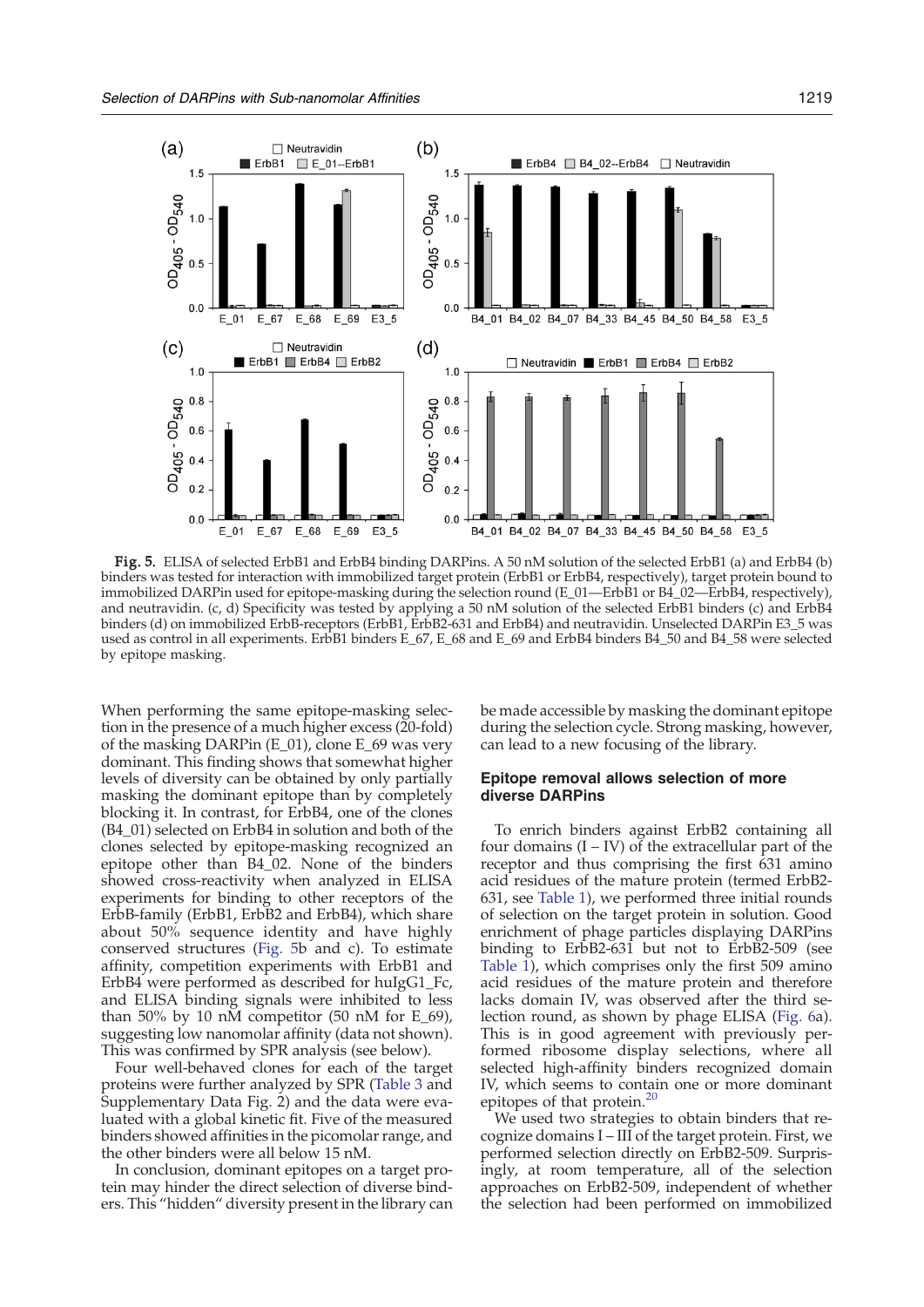**Fig. 5.** ELISA of selected ErbB1 and ErbB4 binding DARPins. A 50 nM solution of the selected ErbB1 (a) and ErbB4 (b) binders was tested for interaction with immobilized target protein (ErbB1 or ErbB4, respectively), target protein bound to immobilized DARPin used for epitope-masking during the selection round (E_01—ErbB1 or B4_02—ErbB4, respectively), and neutravidin. (c, d) Specificity was tested by applying a 50 nM solution of the selected ErbB1 binders (c) and ErbB4 binders (d) on immobilized ErbB-receptors (ErbB1, ErbB2-631 and ErbB4) and neutravidin. Unselected DARPin E3_5 was used as control in all experiments. ErbB1 binders E_67, E_68 and E_69 and ErbB4 binders B4_50 and B4_58 were selected by epitope masking.

When performing the same epitope-masking selection in the presence of a much higher excess (20-fold) of the masking DARPin (E_01), clone E_69 was very dominant. This finding shows that somewhat higher levels of diversity can be obtained by only partially masking the dominant epitope than by completely blocking it. In contrast, for ErbB4, one of the clones (B4_01) selected on ErbB4 in solution and both of the clones selected by epitope-masking recognized an epitope other than B4_02. None of the binders showed cross-reactivity when analyzed in ELISA experiments for binding to other receptors of the ErbB-family (ErbB1, ErbB2 and ErbB4), which share about 50% sequence identity and have highly conserved structures (Fig. 5b and c). To estimate affinity, competition experiments with ErbB1 and ErbB4 were performed as described for huIgG1_Fc, and ELISA binding signals were inhibited to less than 50% by 10 nM competitor (50 nM for E_69), suggesting low nanomolar affinity (data not shown). This was confirmed by SPR analysis (see below).

Four well-behaved clones for each of the target proteins were further analyzed by SPR (Table 3 and Supplementary Data Fig. 2) and the data were evaluated with a global kinetic fit. Five of the measured binders showed affinities in the picomolar range, and the other binders were all below 15 nM.

In conclusion, dominant epitopes on a target protein may hinder the direct selection of diverse binders. This "hidden" diversity present in the library can be made accessible by masking the dominant epitope during the selection cycle. Strong masking, however, can lead to a new focusing of the library.

## Epitope removal allows selection of more diverse DARPins

To enrich binders against ErbB2 containing all four domains (I – IV) of the extracellular part of the receptor and thus comprising the first 631 amino acid residues of the mature protein (termed ErbB2-631, see Table 1), we performed three initial rounds of selection on the target protein in solution. Good enrichment of phage particles displaying DARPins binding to ErbB2-631 but not to ErbB2-509 (see Table 1), which comprises only the first 509 amino acid residues of the mature protein and therefore lacks domain IV, was observed after the third selection round, as shown by phage ELISA (Fig. 6a). This is in good agreement with previously performed ribosome display selections, where all selected high-affinity binders recognized domain IV, which seems to contain one or more dominant epitopes of that protein.[20]

We used two strategies to obtain binders that recognize domains I – III of the target protein. First, we performed selection directly on ErbB2-509. Surprisingly, at room temperature, all of the selection approaches on ErbB2-509, independent of whether the selection had been performed on immobilized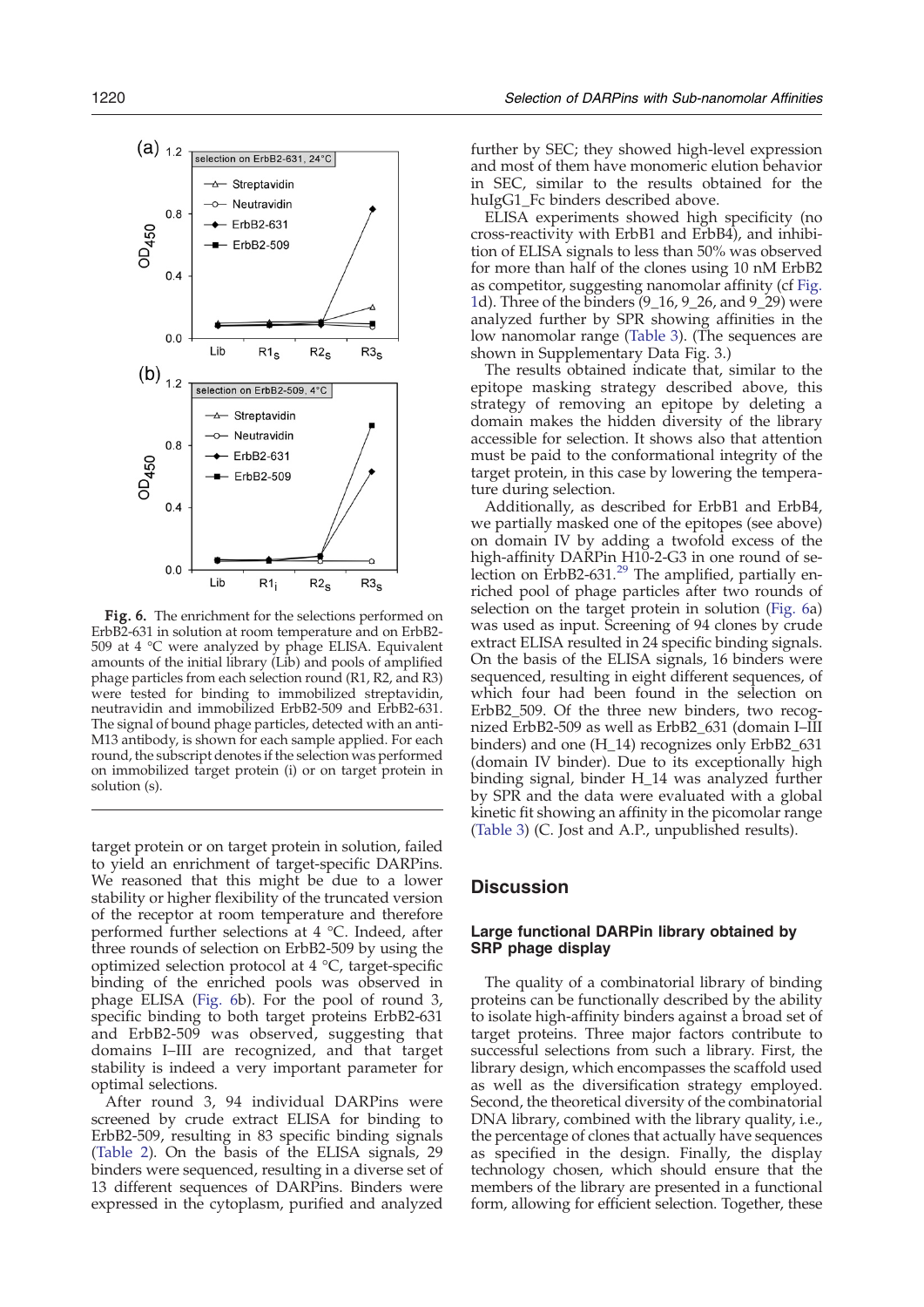**Fig. 6.** The enrichment for the selections performed on ErbB2-631 in solution at room temperature and on ErbB2-509 at 4 °C were analyzed by phage ELISA. Equivalent amounts of the initial library (Lib) and pools of amplified phage particles from each selection round (R1, R2, and R3) were tested for binding to immobilized streptavidin, neutravidin and immobilized ErbB2-509 and ErbB2-631. The signal of bound phage particles, detected with an anti-M13 antibody, is shown for each sample applied. For each round, the subscript denotes if the selection was performed on immobilized target protein (i) or on target protein in solution (s).

target protein or on target protein in solution, failed to yield an enrichment of target-specific DARPins. We reasoned that this might be due to a lower stability or higher flexibility of the truncated version of the receptor at room temperature and therefore performed further selections at 4 °C. Indeed, after three rounds of selection on ErbB2-509 by using the optimized selection protocol at 4 °C, target-specific binding of the enriched pools was observed in phage ELISA (Fig. 6b). For the pool of round 3, specific binding to both target proteins ErbB2-631 and ErbB2-509 was observed, suggesting that domains I–III are recognized, and that target stability is indeed a very important parameter for optimal selections.

After round 3, 94 individual DARPins were screened by crude extract ELISA for binding to ErbB2-509, resulting in 83 specific binding signals (Table 2). On the basis of the ELISA signals, 29 binders were sequenced, resulting in a diverse set of 13 different sequences of DARPins. Binders were expressed in the cytoplasm, purified and analyzed further by SEC; they showed high-level expression and most of them have monomeric elution behavior in SEC, similar to the results obtained for the huIgG1_Fc binders described above.

ELISA experiments showed high specificity (no cross-reactivity with ErbB1 and ErbB4), and inhibition of ELISA signals to less than 50% was observed for more than half of the clones using 10 nM ErbB2 as competitor, suggesting nanomolar affinity (cf Fig. 1d). Three of the binders (9_16, 9_26, and 9_29) were analyzed further by SPR showing affinities in the low nanomolar range (Table 3). (The sequences are shown in Supplementary Data Fig. 3.)

The results obtained indicate that, similar to the epitope masking strategy described above, this strategy of removing an epitope by deleting a domain makes the hidden diversity of the library accessible for selection. It shows also that attention must be paid to the conformational integrity of the target protein, in this case by lowering the temperature during selection.

Additionally, as described for ErbB1 and ErbB4, we partially masked one of the epitopes (see above) on domain IV by adding a twofold excess of the high-affinity DARPin H10-2-G3 in one round of selection on ErbB2-631.[29] The amplified, partially enriched pool of phage particles after two rounds of selection on the target protein in solution (Fig. 6a) was used as input. Screening of 94 clones by crude extract ELISA resulted in 24 specific binding signals. On the basis of the ELISA signals, 16 binders were sequenced, resulting in eight different sequences, of which four had been found in the selection on ErbB2_509. Of the three new binders, two recognized ErbB2-509 as well as ErbB2_631 (domain I–III binders) and one (H_14) recognizes only ErbB2_631 (domain IV binder). Due to its exceptionally high binding signal, binder H_14 was analyzed further by SPR and the data were evaluated with a global kinetic fit showing an affinity in the picomolar range (Table 3) (C. Jost and A.P., unpublished results).

## Discussion

### Large functional DARPin library obtained by SRP phage display

The quality of a combinatorial library of binding proteins can be functionally described by the ability to isolate high-affinity binders against a broad set of target proteins. Three major factors contribute to successful selections from such a library. First, the library design, which encompasses the scaffold used as well as the diversification strategy employed. Second, the theoretical diversity of the combinatorial DNA library, combined with the library quality, i.e., the percentage of clones that actually have sequences as specified in the design. Finally, the display technology chosen, which should ensure that the members of the library are presented in a functional form, allowing for efficient selection. Together, these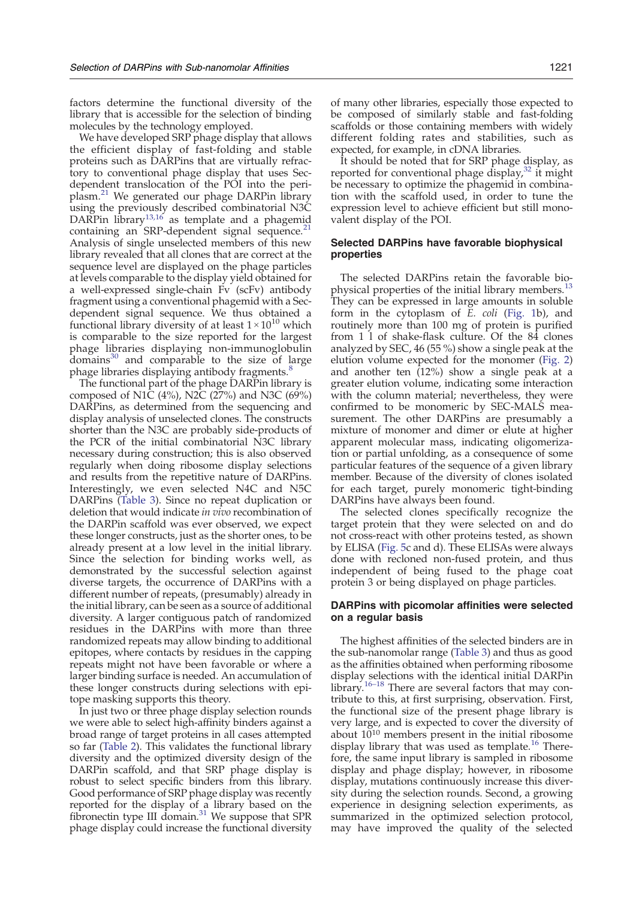factors determine the functional diversity of the library that is accessible for the selection of binding molecules by the technology employed.

We have developed SRP phage display that allows the efficient display of fast-folding and stable proteins such as DARPins that are virtually refractory to conventional phage display that uses Sec-dependent translocation of the POI into the periplasm.[21] We generated our phage DARPin library using the previously described combinatorial N3C DARPin library[13,16] as template and a phagemid containing an SRP-dependent signal sequence.[21] Analysis of single unselected members of this new library revealed that all clones that are correct at the sequence level are displayed on the phage particles at levels comparable to the display yield obtained for a well-expressed single-chain Fv (scFv) antibody fragment using a conventional phagemid with a Sec-dependent signal sequence. We thus obtained a functional library diversity of at least $1\times10^{10}$ which is comparable to the size reported for the largest phage libraries displaying non-immunoglobulin domains[30] and comparable to the size of large phage libraries displaying antibody fragments.[8]

The functional part of the phage DARPin library is composed of N1C (4%), N2C (27%) and N3C (69%) DARPins, as determined from the sequencing and display analysis of unselected clones. The constructs shorter than the N3C are probably side-products of the PCR of the initial combinatorial N3C library necessary during construction; this is also observed regularly when doing ribosome display selections and results from the repetitive nature of DARPins. Interestingly, we even selected N4C and N5C DARPins (Table 3). Since no repeat duplication or deletion that would indicate *in vivo* recombination of the DARPin scaffold was ever observed, we expect these longer constructs, just as the shorter ones, to be already present at a low level in the initial library. Since the selection for binding works well, as demonstrated by the successful selection against diverse targets, the occurrence of DARPins with a different number of repeats, (presumably) already in the initial library, can be seen as a source of additional diversity. A larger contiguous patch of randomized residues in the DARPins with more than three randomized repeats may allow binding to additional epitopes, where contacts by residues in the capping repeats might not have been favorable or where a larger binding surface is needed. An accumulation of these longer constructs during selections with epitope masking supports this theory.

In just two or three phage display selection rounds we were able to select high-affinity binders against a broad range of target proteins in all cases attempted so far (Table 2). This validates the functional library diversity and the optimized diversity design of the DARPin scaffold, and that SRP phage display is robust to select specific binders from this library. Good performance of SRP phage display was recently reported for the display of a library based on the fibronectin type III domain.[31] We suppose that SPR phage display could increase the functional diversity of many other libraries, especially those expected to be composed of similarly stable and fast-folding scaffolds or those containing members with widely different folding rates and stabilities, such as expected, for example, in cDNA libraries.

It should be noted that for SRP phage display, as reported for conventional phage display,[32] it might be necessary to optimize the phagemid in combination with the scaffold used, in order to tune the expression level to achieve efficient but still monovalent display of the POI.

### Selected DARPins have favorable biophysical properties

The selected DARPins retain the favorable biophysical properties of the initial library members.[13] They can be expressed in large amounts in soluble form in the cytoplasm of *E. coli* (Fig. 1b), and routinely more than 100 mg of protein is purified from 1 l of shake-flask culture. Of the 84 clones analyzed by SEC, 46 (55 %) show a single peak at the elution volume expected for the monomer (Fig. 2) and another ten (12%) show a single peak at a greater elution volume, indicating some interaction with the column material; nevertheless, they were confirmed to be monomeric by SEC-MALS measurement. The other DARPins are presumably a mixture of monomer and dimer or elute at higher apparent molecular mass, indicating oligomerization or partial unfolding, as a consequence of some particular features of the sequence of a given library member. Because of the diversity of clones isolated for each target, purely monomeric tight-binding DARPins have always been found.

The selected clones specifically recognize the target protein that they were selected on and do not cross-react with other proteins tested, as shown by ELISA (Fig. 5c and d). These ELISAs were always done with recloned non-fused protein, and thus independent of being fused to the phage coat protein 3 or being displayed on phage particles.

### DARPins with picomolar affinities were selected on a regular basis

The highest affinities of the selected binders are in the sub-nanomolar range (Table 3) and thus as good as the affinities obtained when performing ribosome display selections with the identical initial DARPin library.[16–18] There are several factors that may contribute to this, at first surprising, observation. First, the functional size of the present phage library is very large, and is expected to cover the diversity of about $10^{10}$ members present in the initial ribosome display library that was used as template.[16] Therefore, the same input library is sampled in ribosome display and phage display; however, in ribosome display, mutations continuously increase this diversity during the selection rounds. Second, a growing experience in designing selection experiments, as summarized in the optimized selection protocol, may have improved the quality of the selected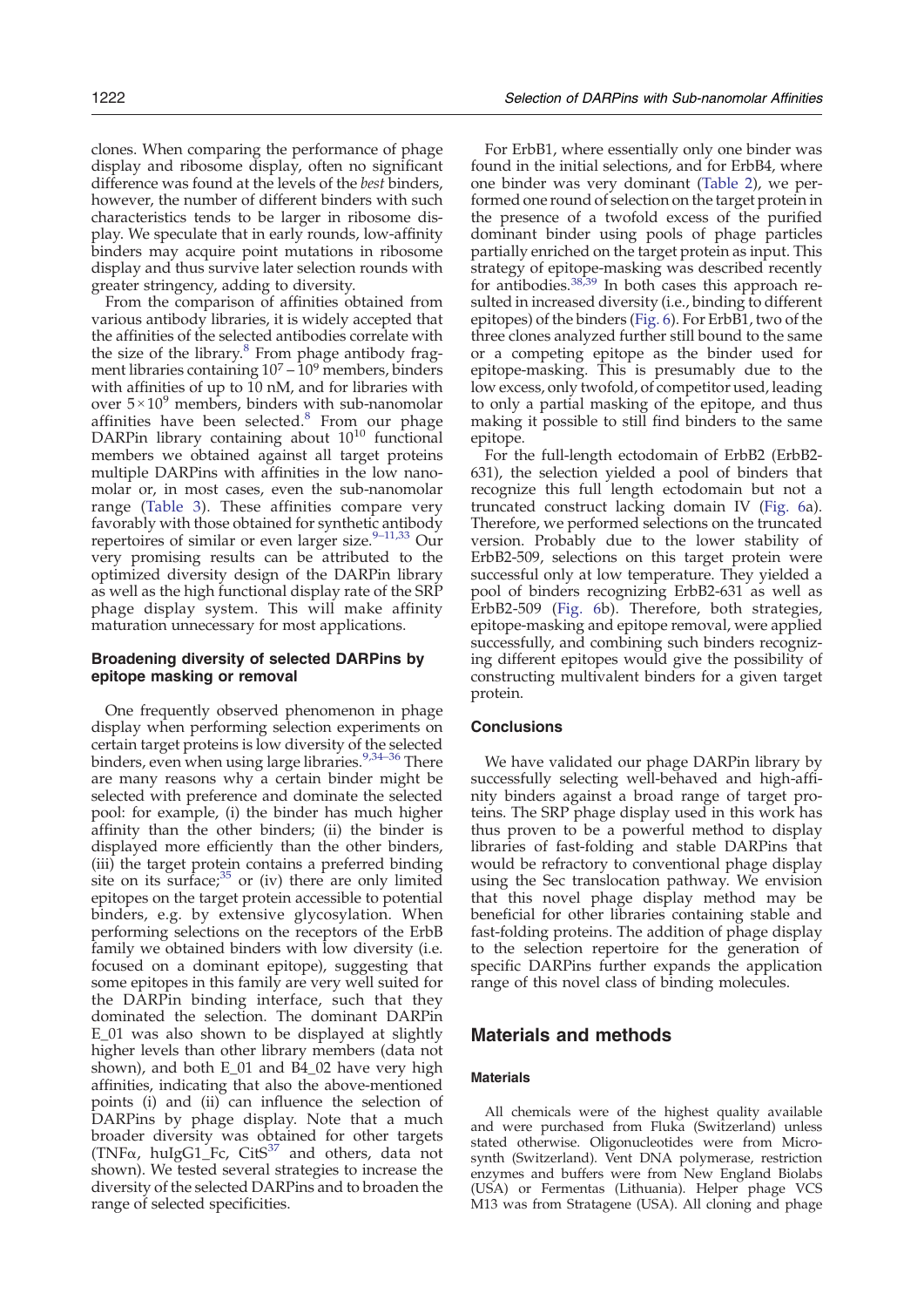clones. When comparing the performance of phage display and ribosome display, often no significant difference was found at the levels of the *best* binders, however, the number of different binders with such characteristics tends to be larger in ribosome display. We speculate that in early rounds, low-affinity binders may acquire point mutations in ribosome display and thus survive later selection rounds with greater stringency, adding to diversity.

From the comparison of affinities obtained from various antibody libraries, it is widely accepted that the affinities of the selected antibodies correlate with the size of the library.[8] From phage antibody fragment libraries containing $10^7 - 10^9$ members, binders with affinities of up to 10 nM, and for libraries with over $5\times10^9$ members, binders with sub-nanomolar affinities have been selected.[8] From our phage DARPin library containing about $10^{10}$ functional members we obtained against all target proteins multiple DARPins with affinities in the low nanomolar or, in most cases, even the sub-nanomolar range (Table 3). These affinities compare very favorably with those obtained for synthetic antibody repertoires of similar or even larger size.[9–11,33] Our very promising results can be attributed to the optimized diversity design of the DARPin library as well as the high functional display rate of the SRP phage display system. This will make affinity maturation unnecessary for most applications.

### Broadening diversity of selected DARPins by epitope masking or removal

One frequently observed phenomenon in phage display when performing selection experiments on certain target proteins is low diversity of the selected binders, even when using large libraries.[9,34–36] There are many reasons why a certain binder might be selected with preference and dominate the selected pool: for example, (i) the binder has much higher affinity than the other binders; (ii) the binder is displayed more efficiently than the other binders, (iii) the target protein contains a preferred binding site on its surface;[35] or (iv) there are only limited epitopes on the target protein accessible to potential binders, e.g. by extensive glycosylation. When performing selections on the receptors of the ErbB family we obtained binders with low diversity (i.e. focused on a dominant epitope), suggesting that some epitopes in this family are very well suited for the DARPin binding interface, such that they dominated the selection. The dominant DARPin E_01 was also shown to be displayed at slightly higher levels than other library members (data not shown), and both E_01 and B4_02 have very high affinities, indicating that also the above-mentioned points (i) and (ii) can influence the selection of DARPins by phage display. Note that a much broader diversity was obtained for other targets (TNFα, huIgG1_Fc, CitS[37] and others, data not shown). We tested several strategies to increase the diversity of the selected DARPins and to broaden the range of selected specificities.

For ErbB1, where essentially only one binder was found in the initial selections, and for ErbB4, where one binder was very dominant (Table 2), we performed one round of selection on the target protein in the presence of a twofold excess of the purified dominant binder using pools of phage particles partially enriched on the target protein as input. This strategy of epitope-masking was described recently for antibodies.[38,39] In both cases this approach resulted in increased diversity (i.e., binding to different epitopes) of the binders (Fig. 6). For ErbB1, two of the three clones analyzed further still bound to the same or a competing epitope as the binder used for epitope-masking. This is presumably due to the low excess, only twofold, of competitor used, leading to only a partial masking of the epitope, and thus making it possible to still find binders to the same epitope.

For the full-length ectodomain of ErbB2 (ErbB2-631), the selection yielded a pool of binders that recognize this full length ectodomain but not a truncated construct lacking domain IV (Fig. 6a). Therefore, we performed selections on the truncated version. Probably due to the lower stability of ErbB2-509, selections on this target protein were successful only at low temperature. They yielded a pool of binders recognizing ErbB2-631 as well as ErbB2-509 (Fig. 6b). Therefore, both strategies, epitope-masking and epitope removal, were applied successfully, and combining such binders recognizing different epitopes would give the possibility of constructing multivalent binders for a given target protein.

### Conclusions

We have validated our phage DARPin library by successfully selecting well-behaved and high-affinity binders against a broad range of target proteins. The SRP phage display used in this work has thus proven to be a powerful method to display libraries of fast-folding and stable DARPins that would be refractory to conventional phage display using the Sec translocation pathway. We envision that this novel phage display method may be beneficial for other libraries containing stable and fast-folding proteins. The addition of phage display to the selection repertoire for the generation of specific DARPins further expands the application range of this novel class of binding molecules.

## Materials and methods

### Materials

All chemicals were of the highest quality available and were purchased from Fluka (Switzerland) unless stated otherwise. Oligonucleotides were from Microsynth (Switzerland). Vent DNA polymerase, restriction enzymes and buffers were from New England Biolabs (USA) or Fermentas (Lithuania). Helper phage VCS M13 was from Stratagene (USA). All cloning and phage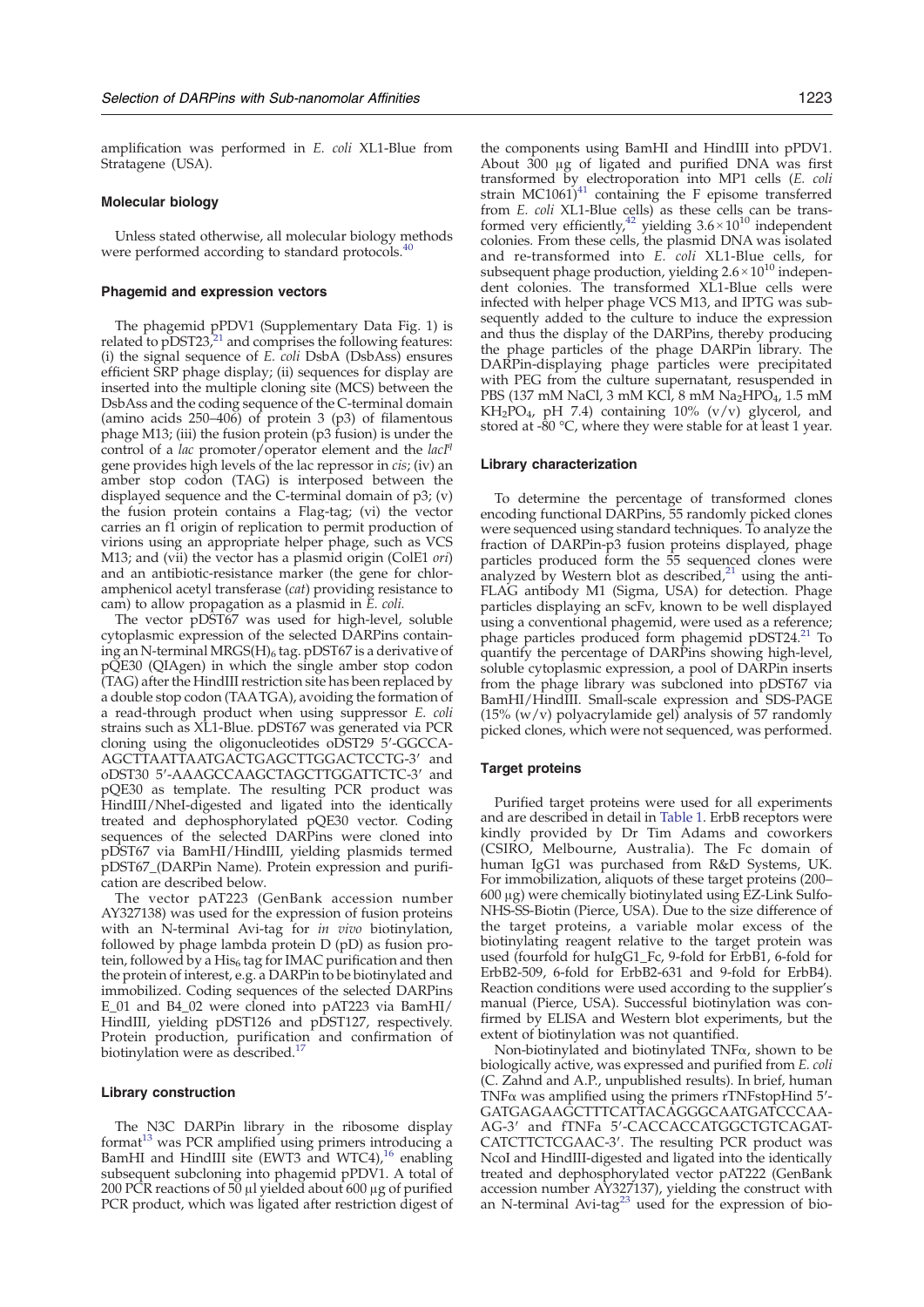amplification was performed in *E. coli* XL1-Blue from Stratagene (USA).

### Molecular biology

Unless stated otherwise, all molecular biology methods were performed according to standard protocols.[40]

### Phagemid and expression vectors

The phagemid pPDV1 (Supplementary Data Fig. 1) is related to pDST23,[21] and comprises the following features: (i) the signal sequence of *E. coli* DsbA (DsbAss) ensures efficient SRP phage display; (ii) sequences for display are inserted into the multiple cloning site (MCS) between the DsbAss and the coding sequence of the C-terminal domain (amino acids 250–406) of protein 3 (p3) of filamentous phage M13; (iii) the fusion protein (p3 fusion) is under the control of a *lac* promoter/operator element and the $lacI^q$ gene provides high levels of the lac repressor in *cis*; (iv) an amber stop codon (TAG) is interposed between the displayed sequence and the C-terminal domain of p3; (v) the fusion protein contains a Flag-tag; (vi) the vector carries an f1 origin of replication to permit production of virions using an appropriate helper phage, such as VCS M13; and (vii) the vector has a plasmid origin (ColE1 *ori*) and an antibiotic-resistance marker (the gene for chloramphenicol acetyl transferase (*cat*) providing resistance to cam) to allow propagation as a plasmid in *E. coli.*

The vector pDST67 was used for high-level, soluble cytoplasmic expression of the selected DARPins containing an N-terminal MRGS(H)$_6$ tag. pDST67 is a derivative of pQE30 (QIAgen) in which the single amber stop codon (TAG) after the HindIII restriction site has been replaced by a double stop codon (TAATGA), avoiding the formation of a read-through product when using suppressor *E. coli* strains such as XL1-Blue. pDST67 was generated via PCR cloning using the oligonucleotides oDST29 5′-GGCCA-AGCTTAATTAATGACTGAGCTTGGACTCCTG-3′ and oDST30 5′-AAAGCCAAGCTAGCTTGGATTCTC-3′ and pQE30 as template. The resulting PCR product was HindIII/NheI-digested and ligated into the identically treated and dephosphorylated pQE30 vector. Coding sequences of the selected DARPins were cloned into pDST67 via BamHI/HindIII, yielding plasmids termed pDST67_(DARPin Name). Protein expression and purification are described below.

The vector pAT223 (GenBank accession number AY327138) was used for the expression of fusion proteins with an N-terminal Avi-tag for *in vivo* biotinylation, followed by phage lambda protein D (pD) as fusion protein, followed by a His$_6$ tag for IMAC purification and then the protein of interest, e.g. a DARPin to be biotinylated and immobilized. Coding sequences of the selected DARPins E_01 and B4_02 were cloned into pAT223 via BamHI/HindIII, yielding pDST126 and pDST127, respectively. Protein production, purification and confirmation of biotinylation were as described.[17]

### Library construction

The N3C DARPin library in the ribosome display format[13] was PCR amplified using primers introducing a BamHI and HindIII site (EWT3 and WTC4),[16] enabling subsequent subcloning into phagemid pPDV1. A total of 200 PCR reactions of 50 μl yielded about 600 μg of purified PCR product, which was ligated after restriction digest of the components using BamHI and HindIII into pPDV1. About 300 μg of ligated and purified DNA was first transformed by electroporation into MP1 cells (*E. coli* strain MC1061)[41] containing the F episome transferred from *E. coli* XL1-Blue cells) as these cells can be transformed very efficiently,[42] yielding $3.6\times10^{10}$ independent colonies. From these cells, the plasmid DNA was isolated and re-transformed into *E. coli* XL1-Blue cells, for subsequent phage production, yielding $2.6\times10^{10}$ independent colonies. The transformed XL1-Blue cells were infected with helper phage VCS M13, and IPTG was subsequently added to the culture to induce the expression and thus the display of the DARPins, thereby producing the phage particles of the phage DARPin library. The DARPin-displaying phage particles were precipitated with PEG from the culture supernatant, resuspended in PBS (137 mM NaCl, 3 mM KCl, 8 mM $Na_2HPO_4$, 1.5 mM $KH_2PO_4$, pH 7.4) containing 10% (v/v) glycerol, and stored at -80 °C, where they were stable for at least 1 year.

### Library characterization

To determine the percentage of transformed clones encoding functional DARPins, 55 randomly picked clones were sequenced using standard techniques. To analyze the fraction of DARPin-p3 fusion proteins displayed, phage particles produced form the 55 sequenced clones were analyzed by Western blot as described,[21] using the anti-FLAG antibody M1 (Sigma, USA) for detection. Phage particles displaying an scFv, known to be well displayed using a conventional phagemid, were used as a reference; phage particles produced form phagemid pDST24.[21] To quantify the percentage of DARPins showing high-level, soluble cytoplasmic expression, a pool of DARPin inserts from the phage library was subcloned into pDST67 via BamHI/HindIII. Small-scale expression and SDS-PAGE (15% (w/v) polyacrylamide gel) analysis of 57 randomly picked clones, which were not sequenced, was performed.

### Target proteins

Purified target proteins were used for all experiments and are described in detail in Table 1. ErbB receptors were kindly provided by Dr Tim Adams and coworkers (CSIRO, Melbourne, Australia). The Fc domain of human IgG1 was purchased from R&D Systems, UK. For immobilization, aliquots of these target proteins (200–600 μg) were chemically biotinylated using EZ-Link Sulfo-NHS-SS-Biotin (Pierce, USA). Due to the size difference of the target proteins, a variable molar excess of the biotinylating reagent relative to the target protein was used (fourfold for huIgG1_Fc, 9-fold for ErbB1, 6-fold for ErbB2-509, 6-fold for ErbB2-631 and 9-fold for ErbB4). Reaction conditions were used according to the supplier's manual (Pierce, USA). Successful biotinylation was confirmed by ELISA and Western blot experiments, but the extent of biotinylation was not quantified.

Non-biotinylated and biotinylated TNFα, shown to be biologically active, was expressed and purified from *E. coli* (C. Zahnd and A.P., unpublished results). In brief, human TNFα was amplified using the primers rTNFstopHind 5′-GATGAGAAGCTTTCATTACAGGGCAATGATCCCAA-AG-3′ and fTNFa 5′-CACCACCATGGCTGTCAGAT-CATCTTCTCGAAC-3′. The resulting PCR product was NcoI and HindIII-digested and ligated into the identically treated and dephosphorylated vector pAT222 (GenBank accession number AY327137), yielding the construct with an N-terminal Avi-tag[23] used for the expression of bio-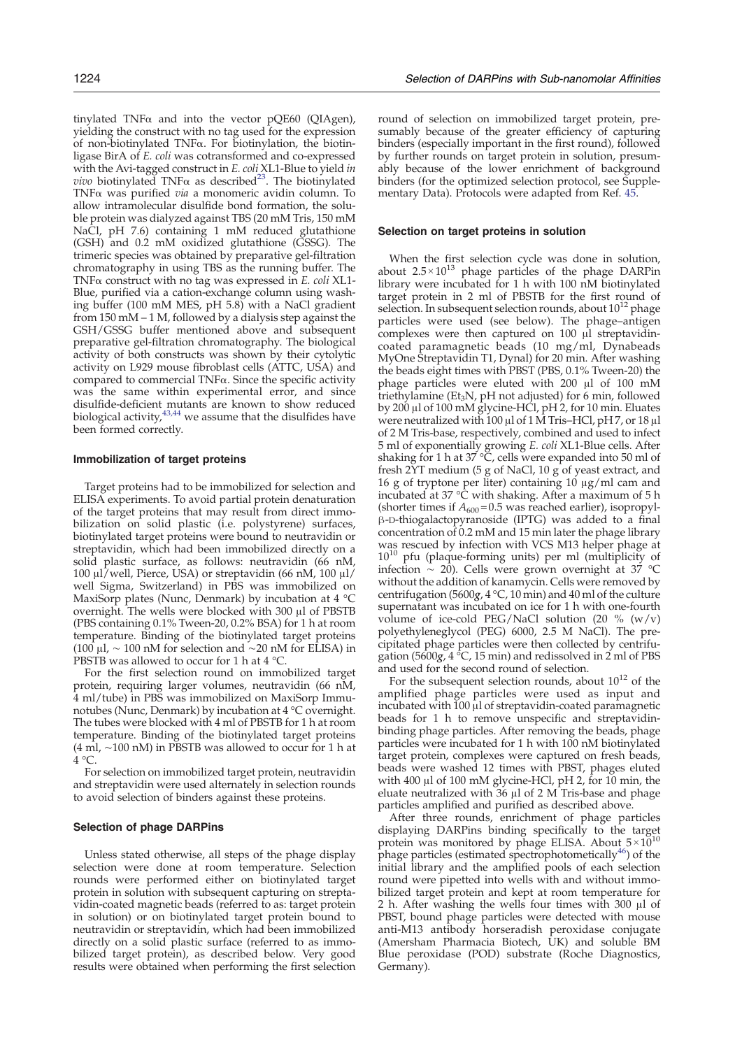tinylated TNFα and into the vector pQE60 (QIAgen), yielding the construct with no tag used for the expression of non-biotinylated TNFα. For biotinylation, the biotin-ligase BirA of *E. coli* was cotransformed and co-expressed with the Avi-tagged construct in *E. coli* XL1-Blue to yield *in vivo* biotinylated TNFα as described[23]. The biotinylated TNFα was purified *via* a monomeric avidin column. To allow intramolecular disulfide bond formation, the soluble protein was dialyzed against TBS (20 mM Tris, 150 mM NaCl, pH 7.6) containing 1 mM reduced glutathione (GSH) and 0.2 mM oxidized glutathione (GSSG). The trimeric species was obtained by preparative gel-filtration chromatography in using TBS as the running buffer. The TNFα construct with no tag was expressed in *E. coli* XL1-Blue, purified via a cation-exchange column using washing buffer (100 mM MES, pH 5.8) with a NaCl gradient from 150 mM – 1 M, followed by a dialysis step against the GSH/GSSG buffer mentioned above and subsequent preparative gel-filtration chromatography. The biological activity of both constructs was shown by their cytolytic activity on L929 mouse fibroblast cells (ATTC, USA) and compared to commercial TNFα. Since the specific activity was the same within experimental error, and since disulfide-deficient mutants are known to show reduced biological activity,[43,44] we assume that the disulfides have been formed correctly.

### Immobilization of target proteins

Target proteins had to be immobilized for selection and ELISA experiments. To avoid partial protein denaturation of the target proteins that may result from direct immobilization on solid plastic (i.e. polystyrene) surfaces, biotinylated target proteins were bound to neutravidin or streptavidin, which had been immobilized directly on a solid plastic surface, as follows: neutravidin (66 nM, 100 μl/well, Pierce, USA) or streptavidin (66 nM, 100 μl/well Sigma, Switzerland) in PBS was immobilized on MaxiSorp plates (Nunc, Denmark) by incubation at 4 °C overnight. The wells were blocked with 300 μl of PBSTB (PBS containing 0.1% Tween-20, 0.2% BSA) for 1 h at room temperature. Binding of the biotinylated target proteins (100 μl, ∼ 100 nM for selection and ∼20 nM for ELISA) in PBSTB was allowed to occur for 1 h at 4 °C.

For the first selection round on immobilized target protein, requiring larger volumes, neutravidin (66 nM, 4 ml/tube) in PBS was immobilized on MaxiSorp Immunotubes (Nunc, Denmark) by incubation at 4 °C overnight. The tubes were blocked with 4 ml of PBSTB for 1 h at room temperature. Binding of the biotinylated target proteins (4 ml, ∼100 nM) in PBSTB was allowed to occur for 1 h at 4 °C.

For selection on immobilized target protein, neutravidin and streptavidin were used alternately in selection rounds to avoid selection of binders against these proteins.

### Selection of phage DARPins

Unless stated otherwise, all steps of the phage display selection were done at room temperature. Selection rounds were performed either on biotinylated target protein in solution with subsequent capturing on streptavidin-coated magnetic beads (referred to as: target protein in solution) or on biotinylated target protein bound to neutravidin or streptavidin, which had been immobilized directly on a solid plastic surface (referred to as immobilized target protein), as described below. Very good results were obtained when performing the first selection round of selection on immobilized target protein, presumably because of the greater efficiency of capturing binders (especially important in the first round), followed by further rounds on target protein in solution, presumably because of the lower enrichment of background binders (for the optimized selection protocol, see Supplementary Data). Protocols were adapted from Ref. 45.

### Selection on target proteins in solution

When the first selection cycle was done in solution, about $2.5\times10^{13}$ phage particles of the phage DARPin library were incubated for 1 h with 100 nM biotinylated target protein in 2 ml of PBSTB for the first round of selection. In subsequent selection rounds, about $10^{12}$ phage particles were used (see below). The phage–antigen complexes were then captured on 100 μl streptavidin-coated paramagnetic beads (10 mg/ml, Dynabeads MyOne Streptavidin T1, Dynal) for 20 min. After washing the beads eight times with PBST (PBS, 0.1% Tween-20) the phage particles were eluted with 200 μl of 100 mM triethylamine ($Et_3N$, pH not adjusted) for 6 min, followed by 200 μl of 100 mM glycine-HCl, pH 2, for 10 min. Eluates were neutralized with 100 μl of 1 M Tris–HCl, pH 7, or 18 μl of 2 M Tris-base, respectively, combined and used to infect 5 ml of exponentially growing *E. coli* XL1-Blue cells. After shaking for 1 h at 37 °C, cells were expanded into 50 ml of fresh 2YT medium (5 g of NaCl, 10 g of yeast extract, and 16 g of tryptone per liter) containing 10 μg/ml cam and incubated at 37 °C with shaking. After a maximum of 5 h (shorter times if $A_{600}=0.5$ was reached earlier), isopropyl-β-D-thiogalactopyranoside (IPTG) was added to a final concentration of 0.2 mM and 15 min later the phage library was rescued by infection with VCS M13 helper phage at $10^{10}$ pfu (plaque-forming units) per ml (multiplicity of infection ∼ 20). Cells were grown overnight at 37 °C without the addition of kanamycin. Cells were removed by centrifugation (5600*g*, 4 °C, 10 min) and 40 ml of the culture supernatant was incubated on ice for 1 h with one-fourth volume of ice-cold PEG/NaCl solution (20 % (w/v) polyethyleneglycol (PEG) 6000, 2.5 M NaCl). The precipitated phage particles were then collected by centrifugation (5600*g*, 4 °C, 15 min) and redissolved in 2 ml of PBS and used for the second round of selection.

For the subsequent selection rounds, about $10^{12}$ of the amplified phage particles were used as input and incubated with 100 μl of streptavidin-coated paramagnetic beads for 1 h to remove unspecific and streptavidin-binding phage particles. After removing the beads, phage particles were incubated for 1 h with 100 nM biotinylated target protein, complexes were captured on fresh beads, beads were washed 12 times with PBST, phages eluted with 400 μl of 100 mM glycine-HCl, pH 2, for 10 min, the eluate neutralized with 36 μl of 2 M Tris-base and phage particles amplified and purified as described above.

After three rounds, enrichment of phage particles displaying DARPins binding specifically to the target protein was monitored by phage ELISA. About $5\times10^{10}$ phage particles (estimated spectrophotometrically[46]) of the initial library and the amplified pools of each selection round were pipetted into wells with and without immobilized target protein and kept at room temperature for 2 h. After washing the wells four times with 300 μl of PBST, bound phage particles were detected with mouse anti-M13 antibody horseradish peroxidase conjugate (Amersham Pharmacia Biotech, UK) and soluble BM Blue peroxidase (POD) substrate (Roche Diagnostics, Germany).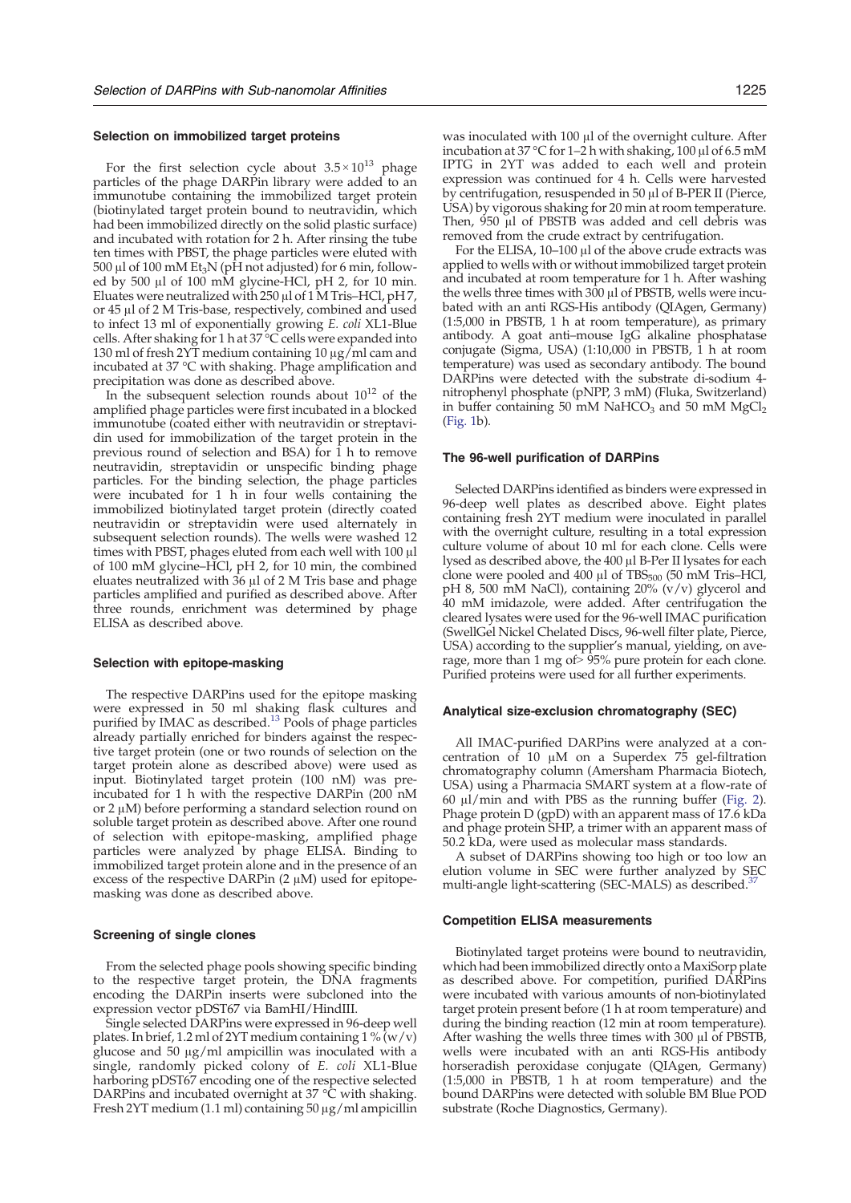### Selection on immobilized target proteins

For the first selection cycle about $3.5\times10^{13}$ phage particles of the phage DARPin library were added to an immunotube containing the immobilized target protein (biotinylated target protein bound to neutravidin, which had been immobilized directly on the solid plastic surface) and incubated with rotation for 2 h. After rinsing the tube ten times with PBST, the phage particles were eluted with 500 μl of 100 mM $Et_3N$ (pH not adjusted) for 6 min, followed by 500 μl of 100 mM glycine-HCl, pH 2, for 10 min. Eluates were neutralized with 250 μl of 1 M Tris–HCl, pH 7, or 45 μl of 2 M Tris-base, respectively, combined and used to infect 13 ml of exponentially growing *E. coli* XL1-Blue cells. After shaking for 1 h at 37 °C cells were expanded into 130 ml of fresh 2YT medium containing 10 μg/ml cam and incubated at 37 °C with shaking. Phage amplification and precipitation was done as described above.

In the subsequent selection rounds about $10^{12}$ of the amplified phage particles were first incubated in a blocked immunotube (coated either with neutravidin or streptavidin used for immobilization of the target protein in the previous round of selection and BSA) for 1 h to remove neutravidin, streptavidin or unspecific binding phage particles. For the binding selection, the phage particles were incubated for 1 h in four wells containing the immobilized biotinylated target protein (directly coated neutravidin or streptavidin were used alternately in subsequent selection rounds). The wells were washed 12 times with PBST, phages eluted from each well with 100 μl of 100 mM glycine–HCl, pH 2, for 10 min, the combined eluates neutralized with 36 μl of 2 M Tris base and phage particles amplified and purified as described above. After three rounds, enrichment was determined by phage ELISA as described above.

### Selection with epitope-masking

The respective DARPins used for the epitope masking were expressed in 50 ml shaking flask cultures and purified by IMAC as described.[13] Pools of phage particles already partially enriched for binders against the respective target protein (one or two rounds of selection on the target protein alone as described above) were used as input. Biotinylated target protein (100 nM) was preincubated for 1 h with the respective DARPin (200 nM or 2 μM) before performing a standard selection round on soluble target protein as described above. After one round of selection with epitope-masking, amplified phage particles were analyzed by phage ELISA. Binding to immobilized target protein alone and in the presence of an excess of the respective DARPin (2 μM) used for epitope-masking was done as described above.

### Screening of single clones

From the selected phage pools showing specific binding to the respective target protein, the DNA fragments encoding the DARPin inserts were subcloned into the expression vector pDST67 via BamHI/HindIII.

Single selected DARPins were expressed in 96-deep well plates. In brief, 1.2 ml of 2YT medium containing 1 % (w/v) glucose and 50 μg/ml ampicillin was inoculated with a single, randomly picked colony of *E. coli* XL1-Blue harboring pDST67 encoding one of the respective selected DARPins and incubated overnight at 37 °C with shaking. Fresh 2YT medium (1.1 ml) containing 50 μg/ml ampicillin was inoculated with 100 μl of the overnight culture. After incubation at 37 °C for 1–2 h with shaking, 100 μl of 6.5 mM IPTG in 2YT was added to each well and protein expression was continued for 4 h. Cells were harvested by centrifugation, resuspended in 50 μl of B-PER II (Pierce, USA) by vigorous shaking for 20 min at room temperature. Then, 950 μl of PBSTB was added and cell debris was removed from the crude extract by centrifugation.

For the ELISA, 10–100 μl of the above crude extracts was applied to wells with or without immobilized target protein and incubated at room temperature for 1 h. After washing the wells three times with 300 μl of PBSTB, wells were incubated with an anti RGS-His antibody (QIAgen, Germany) (1:5,000 in PBSTB, 1 h at room temperature), as primary antibody. A goat anti–mouse IgG alkaline phosphatase conjugate (Sigma, USA) (1:10,000 in PBSTB, 1 h at room temperature) was used as secondary antibody. The bound DARPins were detected with the substrate di-sodium 4-nitrophenyl phosphate (pNPP, 3 mM) (Fluka, Switzerland) in buffer containing 50 mM $NaHCO_3$ and 50 mM $MgCl_2$ (Fig. 1b).

### The 96-well purification of DARPins

Selected DARPins identified as binders were expressed in 96-deep well plates as described above. Eight plates containing fresh 2YT medium were inoculated in parallel with the overnight culture, resulting in a total expression culture volume of about 10 ml for each clone. Cells were lysed as described above, the 400 μl B-Per II lysates for each clone were pooled and 400 μl of $TBS_{500}$ (50 mM Tris–HCl, pH 8, 500 mM NaCl), containing 20% (v/v) glycerol and 40 mM imidazole, were added. After centrifugation the cleared lysates were used for the 96-well IMAC purification (SwellGel Nickel Chelated Discs, 96-well filter plate, Pierce, USA) according to the supplier's manual, yielding, on average, more than 1 mg of> 95% pure protein for each clone. Purified proteins were used for all further experiments.

### Analytical size-exclusion chromatography (SEC)

All IMAC-purified DARPins were analyzed at a concentration of 10 μM on a Superdex 75 gel-filtration chromatography column (Amersham Pharmacia Biotech, USA) using a Pharmacia SMART system at a flow-rate of 60 μl/min and with PBS as the running buffer (Fig. 2). Phage protein D (gpD) with an apparent mass of 17.6 kDa and phage protein SHP, a trimer with an apparent mass of 50.2 kDa, were used as molecular mass standards.

A subset of DARPins showing too high or too low an elution volume in SEC were further analyzed by SEC multi-angle light-scattering (SEC-MALS) as described.[37]

### Competition ELISA measurements

Biotinylated target proteins were bound to neutravidin, which had been immobilized directly onto a MaxiSorp plate as described above. For competition, purified DARPins were incubated with various amounts of non-biotinylated target protein present before (1 h at room temperature) and during the binding reaction (12 min at room temperature). After washing the wells three times with 300 μl of PBSTB, wells were incubated with an anti RGS-His antibody horseradish peroxidase conjugate (QIAgen, Germany) (1:5,000 in PBSTB, 1 h at room temperature) and the bound DARPins were detected with soluble BM Blue POD substrate (Roche Diagnostics, Germany).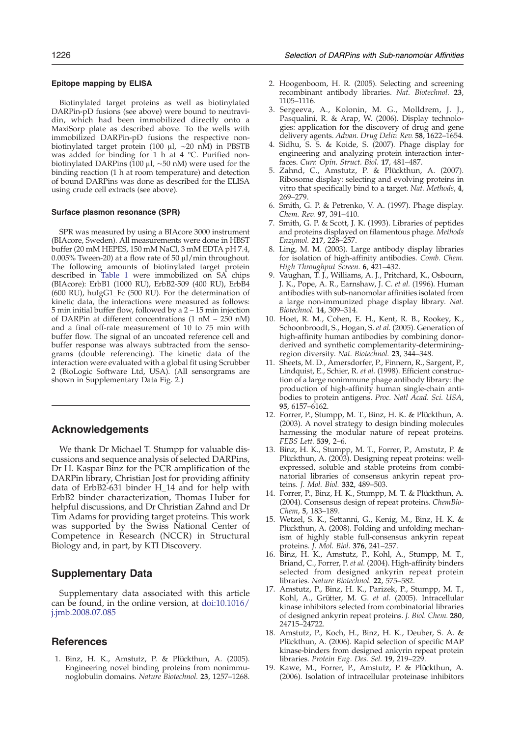#### Epitope mapping by ELISA

Biotinylated target proteins as well as biotinylated DARPin-pD fusions (see above) were bound to neutravidin, which had been immobilized directly onto a MaxiSorp plate as described above. To the wells with immobilized DARPin-pD fusions the respective non-biotinylated target protein (100 μl, ~20 nM) in PBSTB was added for binding for 1 h at 4 °C. Purified non-biotinylated DARPins (100 μl, ~50 nM) were used for the binding reaction (1 h at room temperature) and detection of bound DARPins was done as described for the ELISA using crude cell extracts (see above).

#### Surface plasmon resonance (SPR)

SPR was measured by using a BIAcore 3000 instrument (BIAcore, Sweden). All measurements were done in HBST buffer (20 mM HEPES, 150 mM NaCl, 3 mM EDTA pH 7.4, 0.005% Tween-20) at a flow rate of 50 μl/min throughout. The following amounts of biotinylated target protein described in Table 1 were immobilized on SA chips (BIAcore): ErbB1 (1000 RU), ErbB2-509 (400 RU), ErbB4 (600 RU), huIgG1_Fc (500 RU). For the determination of kinetic data, the interactions were measured as follows: 5 min initial buffer flow, followed by a 2 – 15 min injection of DARPin at different concentrations (1 nM – 250 nM) and a final off-rate measurement of 10 to 75 min with buffer flow. The signal of an uncoated reference cell and buffer response was always subtracted from the sensograms (double referencing). The kinetic data of the interaction were evaluated with a global fit using Scrubber 2 (BioLogic Software Ltd, USA). (All sensorgrams are shown in Supplementary Data Fig. 2.)

## Acknowledgements

We thank Dr Michael T. Stumpp for valuable discussions and sequence analysis of selected DARPins, Dr H. Kaspar Binz for the PCR amplification of the DARPin library, Christian Jost for providing affinity data of ErbB2-631 binder H_14 and for help with ErbB2 binder characterization, Thomas Huber for helpful discussions, and Dr Christian Zahnd and Dr Tim Adams for providing target proteins. This work was supported by the Swiss National Center of Competence in Research (NCCR) in Structural Biology and, in part, by KTI Discovery.

## Supplementary Data

Supplementary data associated with this article can be found, in the online version, at doi:10.1016/j.jmb.2008.07.085

## References

1. Binz, H. K., Amstutz, P. & Plückthun, A. (2005). Engineering novel binding proteins from nonimmunoglobulin domains. *Nature Biotechnol.* **23**, 1257–1268.
2. Hoogenboom, H. R. (2005). Selecting and screening recombinant antibody libraries. *Nat. Biotechnol.* **23**, 1105–1116.
3. Sergeeva, A., Kolonin, M. G., Molldrem, J. J., Pasqualini, R. & Arap, W. (2006). Display technologies: application for the discovery of drug and gene delivery agents. *Advan. Drug Deliv. Rev.* **58**, 1622–1654.
4. Sidhu, S. S. & Koide, S. (2007). Phage display for engineering and analyzing protein interaction interfaces. *Curr. Opin. Struct. Biol.* **17**, 481–487.
5. Zahnd, C., Amstutz, P. & Plückthun, A. (2007). Ribosome display: selecting and evolving proteins in vitro that specifically bind to a target. *Nat. Methods*, **4**, 269–279.
6. Smith, G. P. & Petrenko, V. A. (1997). Phage display. *Chem. Rev.* **97**, 391–410.
7. Smith, G. P. & Scott, J. K. (1993). Libraries of peptides and proteins displayed on filamentous phage. *Methods Enzymol.* **217**, 228–257.
8. Ling, M. M. (2003). Large antibody display libraries for isolation of high-affinity antibodies. *Comb. Chem. High Throughput Screen.* **6**, 421–432.
9. Vaughan, T. J., Williams, A. J., Pritchard, K., Osbourn, J. K., Pope, A. R., Earnshaw, J. C. *et al.* (1996). Human antibodies with sub-nanomolar affinities isolated from a large non-immunized phage display library. *Nat. Biotechnol.* **14**, 309–314.
10. Hoet, R. M., Cohen, E. H., Kent, R. B., Rookey, K., Schoonbroodt, S., Hogan, S. *et al.* (2005). Generation of high-affinity human antibodies by combining donor-derived and synthetic complementarity-determining-region diversity. *Nat. Biotechnol.* **23**, 344–348.
11. Sheets, M. D., Amersdorfer, P., Finnern, R., Sargent, P., Lindquist, E., Schier, R. *et al.* (1998). Efficient construction of a large nonimmune phage antibody library: the production of high-affinity human single-chain antibodies to protein antigens. *Proc. Natl Acad. Sci. USA*, **95**, 6157–6162.
12. Forrer, P., Stumpp, M. T., Binz, H. K. & Plückthun, A. (2003). A novel strategy to design binding molecules harnessing the modular nature of repeat proteins. *FEBS Lett.* **539**, 2–6.
13. Binz, H. K., Stumpp, M. T., Forrer, P., Amstutz, P. & Plückthun, A. (2003). Designing repeat proteins: well-expressed, soluble and stable proteins from combinatorial libraries of consensus ankyrin repeat proteins. *J. Mol. Biol.* **332**, 489–503.
14. Forrer, P., Binz, H. K., Stumpp, M. T. & Plückthun, A. (2004). Consensus design of repeat proteins. *ChemBioChem*, **5**, 183–189.
15. Wetzel, S. K., Settanni, G., Kenig, M., Binz, H. K. & Plückthun, A. (2008). Folding and unfolding mechanism of highly stable full-consensus ankyrin repeat proteins. *J. Mol. Biol.* **376**, 241–257.
16. Binz, H. K., Amstutz, P., Kohl, A., Stumpp, M. T., Briand, C., Forrer, P. *et al.* (2004). High-affinity binders selected from designed ankyrin repeat protein libraries. *Nature Biotechnol.* **22**, 575–582.
17. Amstutz, P., Binz, H. K., Parizek, P., Stumpp, M. T., Kohl, A., Grütter, M. G. *et al.* (2005). Intracellular kinase inhibitors selected from combinatorial libraries of designed ankyrin repeat proteins. *J. Biol. Chem.* **280**, 24715–24722.
18. Amstutz, P., Koch, H., Binz, H. K., Deuber, S. A. & Plückthun, A. (2006). Rapid selection of specific MAP kinase-binders from designed ankyrin repeat protein libraries. *Protein Eng. Des. Sel.* **19**, 219–229.
19. Kawe, M., Forrer, P., Amstutz, P. & Plückthun, A. (2006). Isolation of intracellular proteinase inhibitors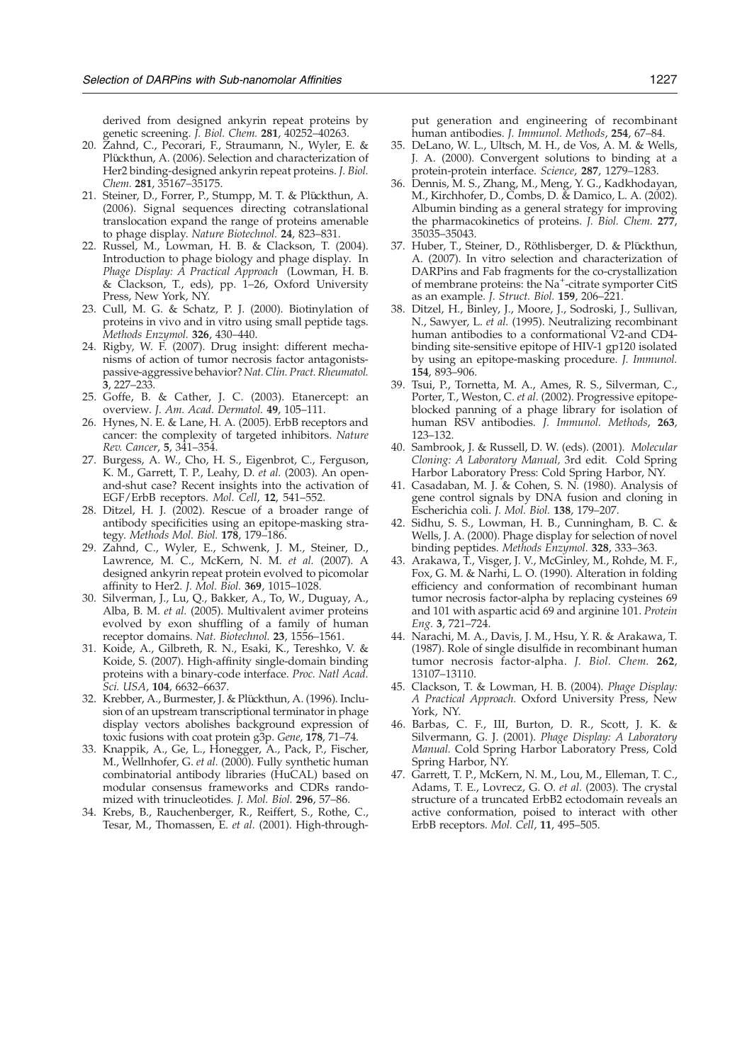derived from designed ankyrin repeat proteins by genetic screening. *J. Biol. Chem.* **281**, 40252–40263.

20. Zahnd, C., Pecorari, F., Straumann, N., Wyler, E. & Plückthun, A. (2006). Selection and characterization of Her2 binding-designed ankyrin repeat proteins. *J. Biol. Chem.* **281**, 35167–35175.
21. Steiner, D., Forrer, P., Stumpp, M. T. & Plückthun, A. (2006). Signal sequences directing cotranslational translocation expand the range of proteins amenable to phage display. *Nature Biotechnol.* **24**, 823–831.
22. Russel, M., Lowman, H. B. & Clackson, T. (2004). Introduction to phage biology and phage display. In *Phage Display: A Practical Approach* (Lowman, H. B. & Clackson, T., eds), pp. 1–26, Oxford University Press, New York, NY.
23. Cull, M. G. & Schatz, P. J. (2000). Biotinylation of proteins in vivo and in vitro using small peptide tags. *Methods Enzymol.* **326**, 430–440.
24. Rigby, W. F. (2007). Drug insight: different mechanisms of action of tumor necrosis factor antagonists-passive-aggressive behavior? *Nat. Clin. Pract. Rheumatol.* **3**, 227–233.
25. Goffe, B. & Cather, J. C. (2003). Etanercept: an overview. *J. Am. Acad. Dermatol.* **49**, 105–111.
26. Hynes, N. E. & Lane, H. A. (2005). ErbB receptors and cancer: the complexity of targeted inhibitors. *Nature Rev. Cancer*, **5**, 341–354.
27. Burgess, A. W., Cho, H. S., Eigenbrot, C., Ferguson, K. M., Garrett, T. P., Leahy, D. *et al.* (2003). An open-and-shut case? Recent insights into the activation of EGF/ErbB receptors. *Mol. Cell*, **12**, 541–552.
28. Ditzel, H. J. (2002). Rescue of a broader range of antibody specificities using an epitope-masking strategy. *Methods Mol. Biol.* **178**, 179–186.
29. Zahnd, C., Wyler, E., Schwenk, J. M., Steiner, D., Lawrence, M. C., McKern, N. M. *et al.* (2007). A designed ankyrin repeat protein evolved to picomolar affinity to Her2. *J. Mol. Biol.* **369**, 1015–1028.
30. Silverman, J., Lu, Q., Bakker, A., To, W., Duguay, A., Alba, B. M. *et al.* (2005). Multivalent avimer proteins evolved by exon shuffling of a family of human receptor domains. *Nat. Biotechnol.* **23**, 1556–1561.
31. Koide, A., Gilbreth, R. N., Esaki, K., Tereshko, V. & Koide, S. (2007). High-affinity single-domain binding proteins with a binary-code interface. *Proc. Natl Acad. Sci. USA*, **104**, 6632–6637.
32. Krebber, A., Burmester, J. & Plückthun, A. (1996). Inclusion of an upstream transcriptional terminator in phage display vectors abolishes background expression of toxic fusions with coat protein g3p. *Gene*, **178**, 71–74.
33. Knappik, A., Ge, L., Honegger, A., Pack, P., Fischer, M., Wellnhofer, G. *et al.* (2000). Fully synthetic human combinatorial antibody libraries (HuCAL) based on modular consensus frameworks and CDRs randomized with trinucleotides. *J. Mol. Biol.* **296**, 57–86.
34. Krebs, B., Rauchenberger, R., Reiffert, S., Rothe, C., Tesar, M., Thomassen, E. *et al.* (2001). High-throughput generation and engineering of recombinant human antibodies. *J. Immunol. Methods*, **254**, 67–84.
35. DeLano, W. L., Ultsch, M. H., de Vos, A. M. & Wells, J. A. (2000). Convergent solutions to binding at a protein-protein interface. *Science*, **287**, 1279–1283.
36. Dennis, M. S., Zhang, M., Meng, Y. G., Kadkhodayan, M., Kirchhofer, D., Combs, D. & Damico, L. A. (2002). Albumin binding as a general strategy for improving the pharmacokinetics of proteins. *J. Biol. Chem.* **277**, 35035–35043.
37. Huber, T., Steiner, D., Röthlisberger, D. & Plückthun, A. (2007). In vitro selection and characterization of DARPins and Fab fragments for the co-crystallization of membrane proteins: the $Na^+$-citrate symporter CitS as an example. *J. Struct. Biol.* **159**, 206–221.
38. Ditzel, H., Binley, J., Moore, J., Sodroski, J., Sullivan, N., Sawyer, L. *et al.* (1995). Neutralizing recombinant human antibodies to a conformational V2-and CD4-binding site-sensitive epitope of HIV-1 gp120 isolated by using an epitope-masking procedure. *J. Immunol.* **154**, 893–906.
39. Tsui, P., Tornetta, M. A., Ames, R. S., Silverman, C., Porter, T., Weston, C. *et al.* (2002). Progressive epitope-blocked panning of a phage library for isolation of human RSV antibodies. *J. Immunol. Methods*, **263**, 123–132.
40. Sambrook, J. & Russell, D. W. (eds). (2001). *Molecular Cloning: A Laboratory Manual,* 3rd edit. Cold Spring Harbor Laboratory Press: Cold Spring Harbor, NY.
41. Casadaban, M. J. & Cohen, S. N. (1980). Analysis of gene control signals by DNA fusion and cloning in Escherichia coli. *J. Mol. Biol.* **138**, 179–207.
42. Sidhu, S. S., Lowman, H. B., Cunningham, B. C. & Wells, J. A. (2000). Phage display for selection of novel binding peptides. *Methods Enzymol.* **328**, 333–363.
43. Arakawa, T., Visger, J. V., McGinley, M., Rohde, M. F., Fox, G. M. & Narhi, L. O. (1990). Alteration in folding efficiency and conformation of recombinant human tumor necrosis factor-alpha by replacing cysteines 69 and 101 with aspartic acid 69 and arginine 101. *Protein Eng.* **3**, 721–724.
44. Narachi, M. A., Davis, J. M., Hsu, Y. R. & Arakawa, T. (1987). Role of single disulfide in recombinant human tumor necrosis factor-alpha. *J. Biol. Chem.* **262**, 13107–13110.
45. Clackson, T. & Lowman, H. B. (2004). *Phage Display: A Practical Approach.* Oxford University Press, New York, NY.
46. Barbas, C. F., III, Burton, D. R., Scott, J. K. & Silvermann, G. J. (2001). *Phage Display: A Laboratory Manual.* Cold Spring Harbor Laboratory Press, Cold Spring Harbor, NY.
47. Garrett, T. P., McKern, N. M., Lou, M., Elleman, T. C., Adams, T. E., Lovrecz, G. O. *et al.* (2003). The crystal structure of a truncated ErbB2 ectodomain reveals an active conformation, poised to interact with other ErbB receptors. *Mol. Cell*, **11**, 495–505.